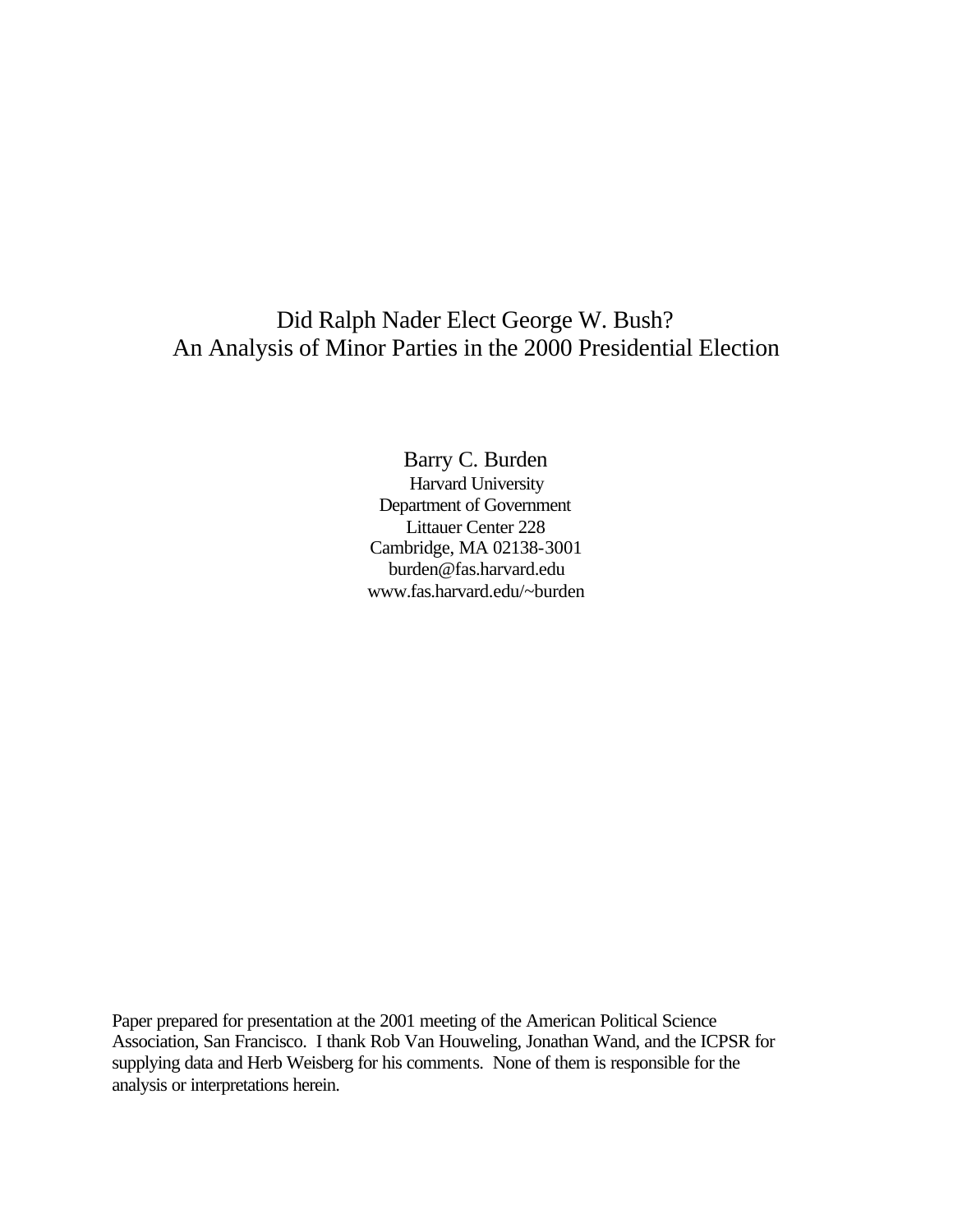# Did Ralph Nader Elect George W. Bush?
# An Analysis of Minor Parties in the 2000 Presidential Election

Barry C. Burden
Harvard University
Department of Government
Littauer Center 228
Cambridge, MA 02138-3001
burden@fas.harvard.edu
www.fas.harvard.edu/~burden

Paper prepared for presentation at the 2001 meeting of the American Political Science Association, San Francisco. I thank Rob Van Houweling, Jonathan Wand, and the ICPSR for supplying data and Herb Weisberg for his comments. None of them is responsible for the analysis or interpretations herein.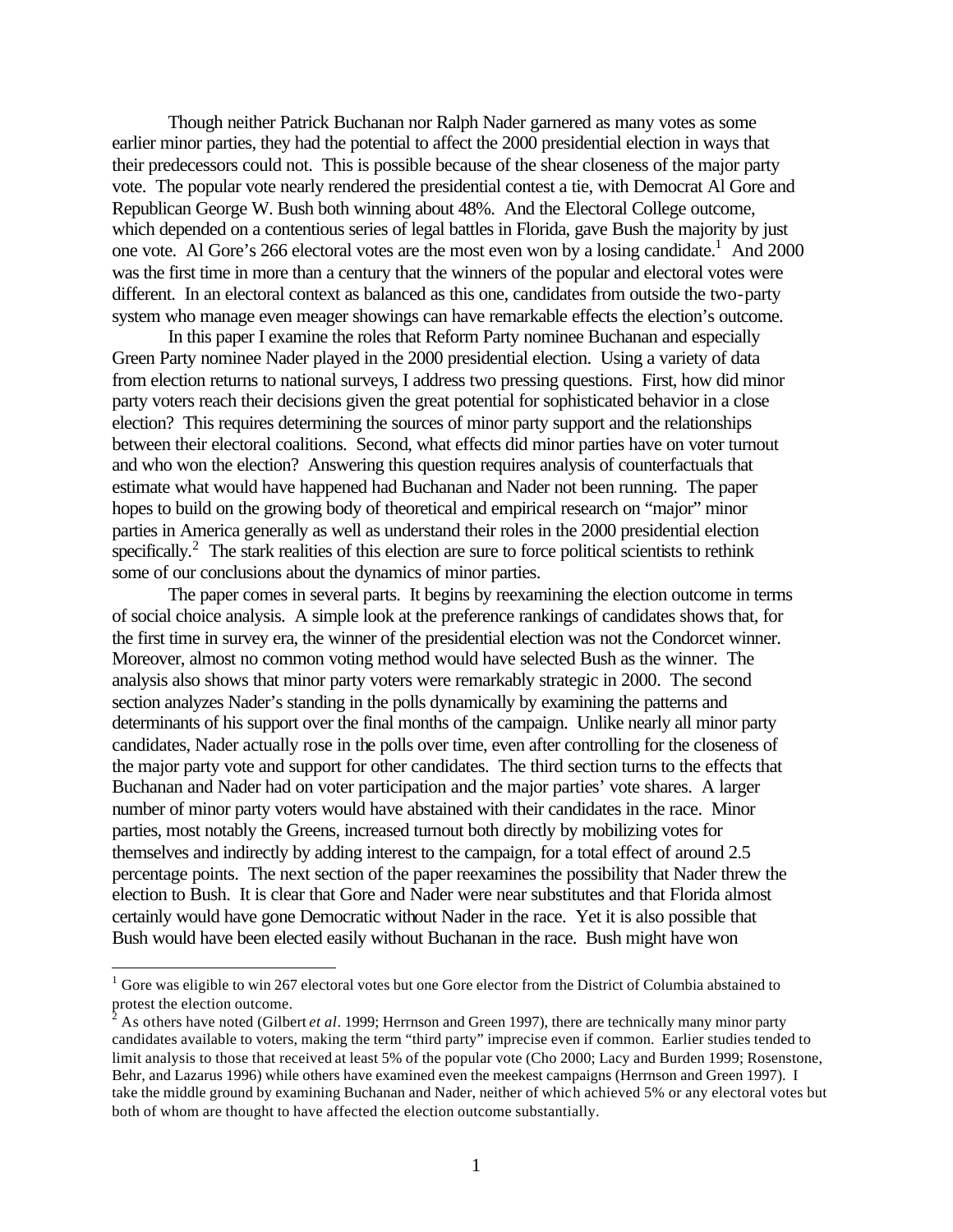Though neither Patrick Buchanan nor Ralph Nader garnered as many votes as some earlier minor parties, they had the potential to affect the 2000 presidential election in ways that their predecessors could not. This is possible because of the shear closeness of the major party vote. The popular vote nearly rendered the presidential contest a tie, with Democrat Al Gore and Republican George W. Bush both winning about 48%. And the Electoral College outcome, which depended on a contentious series of legal battles in Florida, gave Bush the majority by just one vote. Al Gore's 266 electoral votes are the most even won by a losing candidate.[1] And 2000 was the first time in more than a century that the winners of the popular and electoral votes were different. In an electoral context as balanced as this one, candidates from outside the two-party system who manage even meager showings can have remarkable effects the election's outcome.

In this paper I examine the roles that Reform Party nominee Buchanan and especially Green Party nominee Nader played in the 2000 presidential election. Using a variety of data from election returns to national surveys, I address two pressing questions. First, how did minor party voters reach their decisions given the great potential for sophisticated behavior in a close election? This requires determining the sources of minor party support and the relationships between their electoral coalitions. Second, what effects did minor parties have on voter turnout and who won the election? Answering this question requires analysis of counterfactuals that estimate what would have happened had Buchanan and Nader not been running. The paper hopes to build on the growing body of theoretical and empirical research on "major" minor parties in America generally as well as understand their roles in the 2000 presidential election specifically.[2] The stark realities of this election are sure to force political scientists to rethink some of our conclusions about the dynamics of minor parties.

The paper comes in several parts. It begins by reexamining the election outcome in terms of social choice analysis. A simple look at the preference rankings of candidates shows that, for the first time in survey era, the winner of the presidential election was not the Condorcet winner. Moreover, almost no common voting method would have selected Bush as the winner. The analysis also shows that minor party voters were remarkably strategic in 2000. The second section analyzes Nader's standing in the polls dynamically by examining the patterns and determinants of his support over the final months of the campaign. Unlike nearly all minor party candidates, Nader actually rose in the polls over time, even after controlling for the closeness of the major party vote and support for other candidates. The third section turns to the effects that Buchanan and Nader had on voter participation and the major parties' vote shares. A larger number of minor party voters would have abstained with their candidates in the race. Minor parties, most notably the Greens, increased turnout both directly by mobilizing votes for themselves and indirectly by adding interest to the campaign, for a total effect of around 2.5 percentage points. The next section of the paper reexamines the possibility that Nader threw the election to Bush. It is clear that Gore and Nader were near substitutes and that Florida almost certainly would have gone Democratic without Nader in the race. Yet it is also possible that Bush would have been elected easily without Buchanan in the race. Bush might have won

---

[1] Gore was eligible to win 267 electoral votes but one Gore elector from the District of Columbia abstained to protest the election outcome.

[2] As others have noted (Gilbert *et al*. 1999; Herrnson and Green 1997), there are technically many minor party candidates available to voters, making the term "third party" imprecise even if common. Earlier studies tended to limit analysis to those that received at least 5% of the popular vote (Cho 2000; Lacy and Burden 1999; Rosenstone, Behr, and Lazarus 1996) while others have examined even the meekest campaigns (Herrnson and Green 1997). I take the middle ground by examining Buchanan and Nader, neither of which achieved 5% or any electoral votes but both of whom are thought to have affected the election outcome substantially.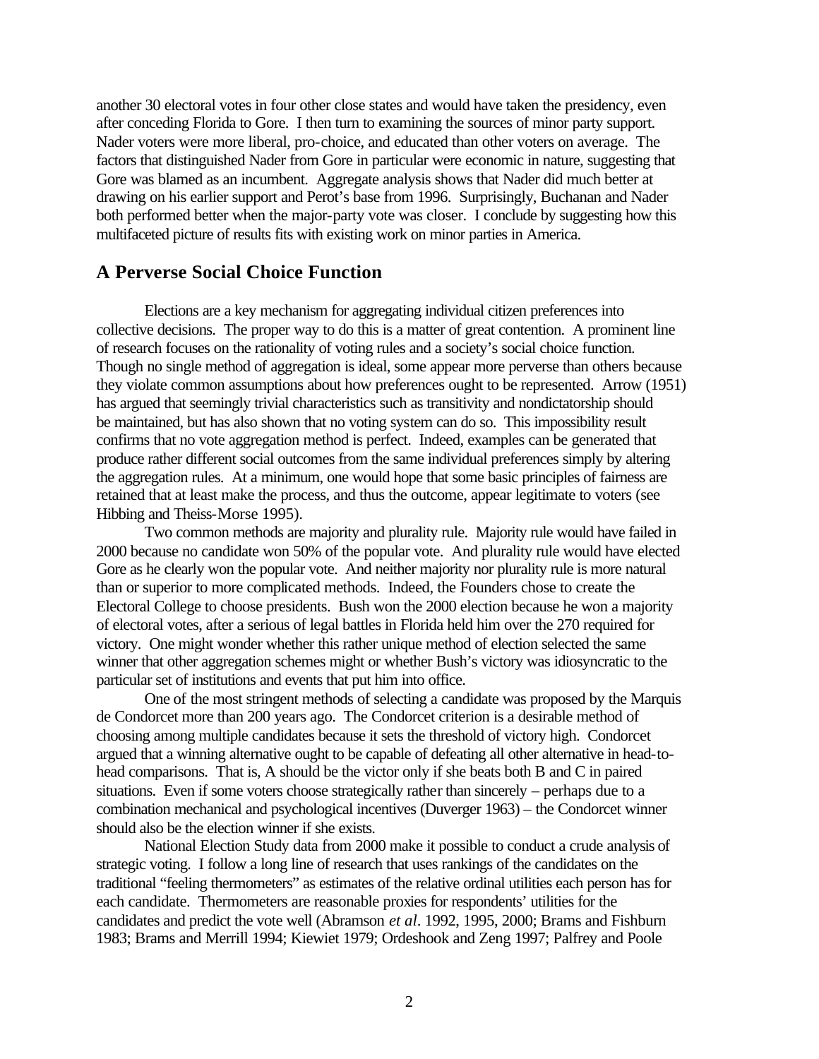another 30 electoral votes in four other close states and would have taken the presidency, even after conceding Florida to Gore. I then turn to examining the sources of minor party support. Nader voters were more liberal, pro-choice, and educated than other voters on average. The factors that distinguished Nader from Gore in particular were economic in nature, suggesting that Gore was blamed as an incumbent. Aggregate analysis shows that Nader did much better at drawing on his earlier support and Perot's base from 1996. Surprisingly, Buchanan and Nader both performed better when the major-party vote was closer. I conclude by suggesting how this multifaceted picture of results fits with existing work on minor parties in America.

## A Perverse Social Choice Function

Elections are a key mechanism for aggregating individual citizen preferences into collective decisions. The proper way to do this is a matter of great contention. A prominent line of research focuses on the rationality of voting rules and a society's social choice function. Though no single method of aggregation is ideal, some appear more perverse than others because they violate common assumptions about how preferences ought to be represented. Arrow (1951) has argued that seemingly trivial characteristics such as transitivity and nondictatorship should be maintained, but has also shown that no voting system can do so. This impossibility result confirms that no vote aggregation method is perfect. Indeed, examples can be generated that produce rather different social outcomes from the same individual preferences simply by altering the aggregation rules. At a minimum, one would hope that some basic principles of fairness are retained that at least make the process, and thus the outcome, appear legitimate to voters (see Hibbing and Theiss-Morse 1995).

Two common methods are majority and plurality rule. Majority rule would have failed in 2000 because no candidate won 50% of the popular vote. And plurality rule would have elected Gore as he clearly won the popular vote. And neither majority nor plurality rule is more natural than or superior to more complicated methods. Indeed, the Founders chose to create the Electoral College to choose presidents. Bush won the 2000 election because he won a majority of electoral votes, after a serious of legal battles in Florida held him over the 270 required for victory. One might wonder whether this rather unique method of election selected the same winner that other aggregation schemes might or whether Bush's victory was idiosyncratic to the particular set of institutions and events that put him into office.

One of the most stringent methods of selecting a candidate was proposed by the Marquis de Condorcet more than 200 years ago. The Condorcet criterion is a desirable method of choosing among multiple candidates because it sets the threshold of victory high. Condorcet argued that a winning alternative ought to be capable of defeating all other alternative in head-to-head comparisons. That is, A should be the victor only if she beats both B and C in paired situations. Even if some voters choose strategically rather than sincerely – perhaps due to a combination mechanical and psychological incentives (Duverger 1963) – the Condorcet winner should also be the election winner if she exists.

National Election Study data from 2000 make it possible to conduct a crude analysis of strategic voting. I follow a long line of research that uses rankings of the candidates on the traditional "feeling thermometers" as estimates of the relative ordinal utilities each person has for each candidate. Thermometers are reasonable proxies for respondents' utilities for the candidates and predict the vote well (Abramson *et al*. 1992, 1995, 2000; Brams and Fishburn 1983; Brams and Merrill 1994; Kiewiet 1979; Ordeshook and Zeng 1997; Palfrey and Poole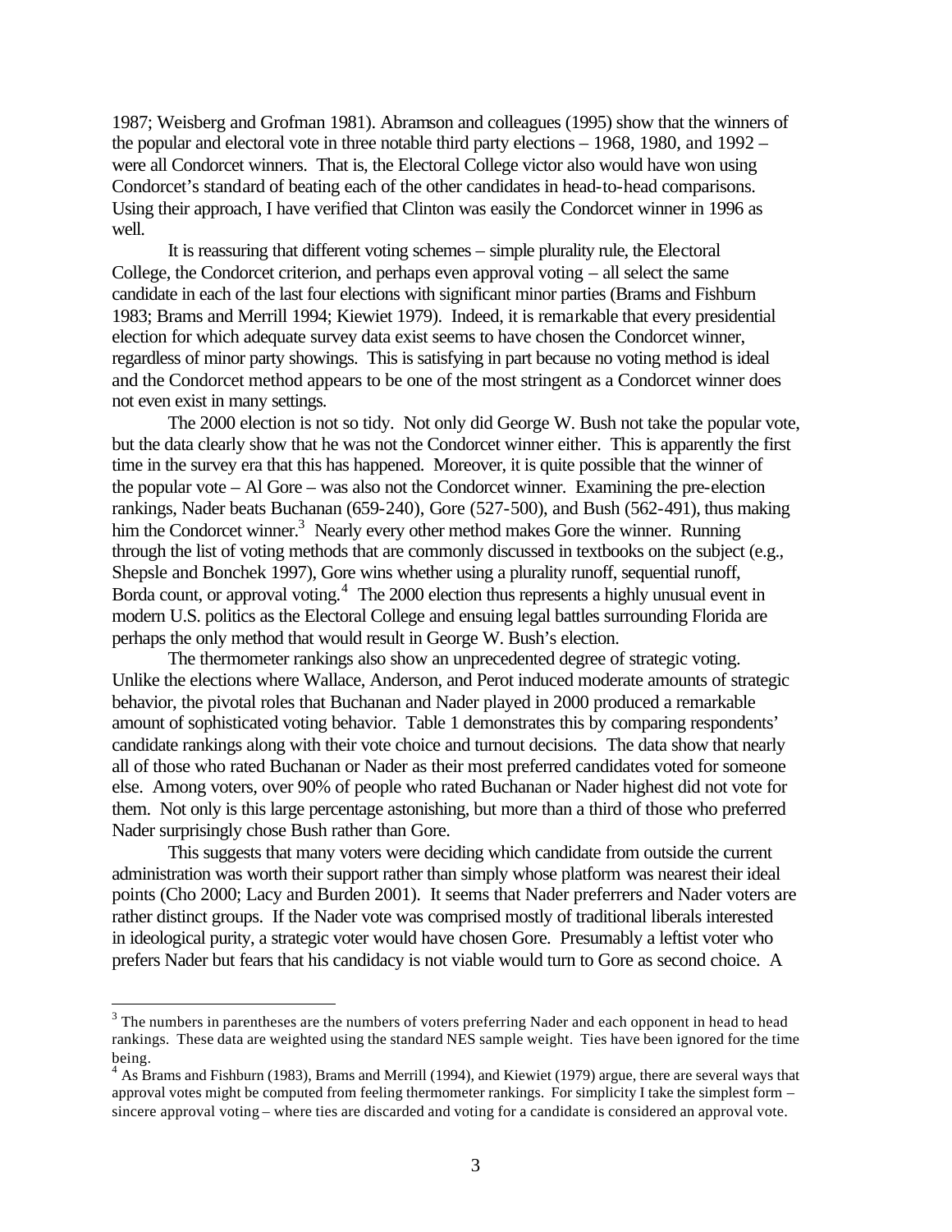1987; Weisberg and Grofman 1981). Abramson and colleagues (1995) show that the winners of the popular and electoral vote in three notable third party elections – 1968, 1980, and 1992 – were all Condorcet winners. That is, the Electoral College victor also would have won using Condorcet's standard of beating each of the other candidates in head-to-head comparisons. Using their approach, I have verified that Clinton was easily the Condorcet winner in 1996 as well.

It is reassuring that different voting schemes – simple plurality rule, the Electoral College, the Condorcet criterion, and perhaps even approval voting – all select the same candidate in each of the last four elections with significant minor parties (Brams and Fishburn 1983; Brams and Merrill 1994; Kiewiet 1979). Indeed, it is remarkable that every presidential election for which adequate survey data exist seems to have chosen the Condorcet winner, regardless of minor party showings. This is satisfying in part because no voting method is ideal and the Condorcet method appears to be one of the most stringent as a Condorcet winner does not even exist in many settings.

The 2000 election is not so tidy. Not only did George W. Bush not take the popular vote, but the data clearly show that he was not the Condorcet winner either. This is apparently the first time in the survey era that this has happened. Moreover, it is quite possible that the winner of the popular vote – Al Gore – was also not the Condorcet winner. Examining the pre-election rankings, Nader beats Buchanan (659-240), Gore (527-500), and Bush (562-491), thus making him the Condorcet winner.[3] Nearly every other method makes Gore the winner. Running through the list of voting methods that are commonly discussed in textbooks on the subject (e.g., Shepsle and Bonchek 1997), Gore wins whether using a plurality runoff, sequential runoff, Borda count, or approval voting.[4] The 2000 election thus represents a highly unusual event in modern U.S. politics as the Electoral College and ensuing legal battles surrounding Florida are perhaps the only method that would result in George W. Bush's election.

The thermometer rankings also show an unprecedented degree of strategic voting. Unlike the elections where Wallace, Anderson, and Perot induced moderate amounts of strategic behavior, the pivotal roles that Buchanan and Nader played in 2000 produced a remarkable amount of sophisticated voting behavior. Table 1 demonstrates this by comparing respondents' candidate rankings along with their vote choice and turnout decisions. The data show that nearly all of those who rated Buchanan or Nader as their most preferred candidates voted for someone else. Among voters, over 90% of people who rated Buchanan or Nader highest did not vote for them. Not only is this large percentage astonishing, but more than a third of those who preferred Nader surprisingly chose Bush rather than Gore.

This suggests that many voters were deciding which candidate from outside the current administration was worth their support rather than simply whose platform was nearest their ideal points (Cho 2000; Lacy and Burden 2001). It seems that Nader preferrers and Nader voters are rather distinct groups. If the Nader vote was comprised mostly of traditional liberals interested in ideological purity, a strategic voter would have chosen Gore. Presumably a leftist voter who prefers Nader but fears that his candidacy is not viable would turn to Gore as second choice. A

---

[3] The numbers in parentheses are the numbers of voters preferring Nader and each opponent in head to head rankings. These data are weighted using the standard NES sample weight. Ties have been ignored for the time being.

[4] As Brams and Fishburn (1983), Brams and Merrill (1994), and Kiewiet (1979) argue, there are several ways that approval votes might be computed from feeling thermometer rankings. For simplicity I take the simplest form – sincere approval voting – where ties are discarded and voting for a candidate is considered an approval vote.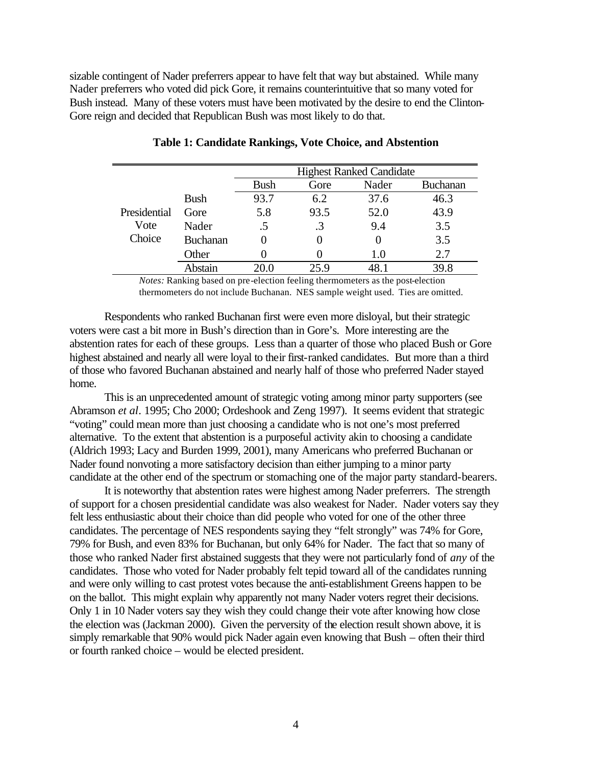sizable contingent of Nader preferrers appear to have felt that way but abstained. While many Nader preferrers who voted did pick Gore, it remains counterintuitive that so many voted for Bush instead. Many of these voters must have been motivated by the desire to end the Clinton-Gore reign and decided that Republican Bush was most likely to do that.

**Table 1: Candidate Rankings, Vote Choice, and Abstention**

| | | Highest Ranked Candidate | | | |
|---|---|---|---|---|---|
| | | Bush | Gore | Nader | Buchanan |
| Presidential Vote Choice | Bush | 93.7 | 6.2 | 37.6 | 46.3 |
| | Gore | 5.8 | 93.5 | 52.0 | 43.9 |
| | Nader | .5 | .3 | 9.4 | 3.5 |
| | Buchanan | 0 | 0 | 0 | 3.5 |
| | Other | 0 | 0 | 1.0 | 2.7 |
| | Abstain | 20.0 | 25.9 | 48.1 | 39.8 |

*Notes:* Ranking based on pre-election feeling thermometers as the post-election thermometers do not include Buchanan. NES sample weight used. Ties are omitted.

Respondents who ranked Buchanan first were even more disloyal, but their strategic voters were cast a bit more in Bush's direction than in Gore's. More interesting are the abstention rates for each of these groups. Less than a quarter of those who placed Bush or Gore highest abstained and nearly all were loyal to their first-ranked candidates. But more than a third of those who favored Buchanan abstained and nearly half of those who preferred Nader stayed home.

This is an unprecedented amount of strategic voting among minor party supporters (see Abramson *et al*. 1995; Cho 2000; Ordeshook and Zeng 1997). It seems evident that strategic "voting" could mean more than just choosing a candidate who is not one's most preferred alternative. To the extent that abstention is a purposeful activity akin to choosing a candidate (Aldrich 1993; Lacy and Burden 1999, 2001), many Americans who preferred Buchanan or Nader found nonvoting a more satisfactory decision than either jumping to a minor party candidate at the other end of the spectrum or stomaching one of the major party standard-bearers.

It is noteworthy that abstention rates were highest among Nader preferrers. The strength of support for a chosen presidential candidate was also weakest for Nader. Nader voters say they felt less enthusiastic about their choice than did people who voted for one of the other three candidates. The percentage of NES respondents saying they "felt strongly" was 74% for Gore, 79% for Bush, and even 83% for Buchanan, but only 64% for Nader. The fact that so many of those who ranked Nader first abstained suggests that they were not particularly fond of *any* of the candidates. Those who voted for Nader probably felt tepid toward all of the candidates running and were only willing to cast protest votes because the anti-establishment Greens happen to be on the ballot. This might explain why apparently not many Nader voters regret their decisions. Only 1 in 10 Nader voters say they wish they could change their vote after knowing how close the election was (Jackman 2000). Given the perversity of the election result shown above, it is simply remarkable that 90% would pick Nader again even knowing that Bush – often their third or fourth ranked choice – would be elected president.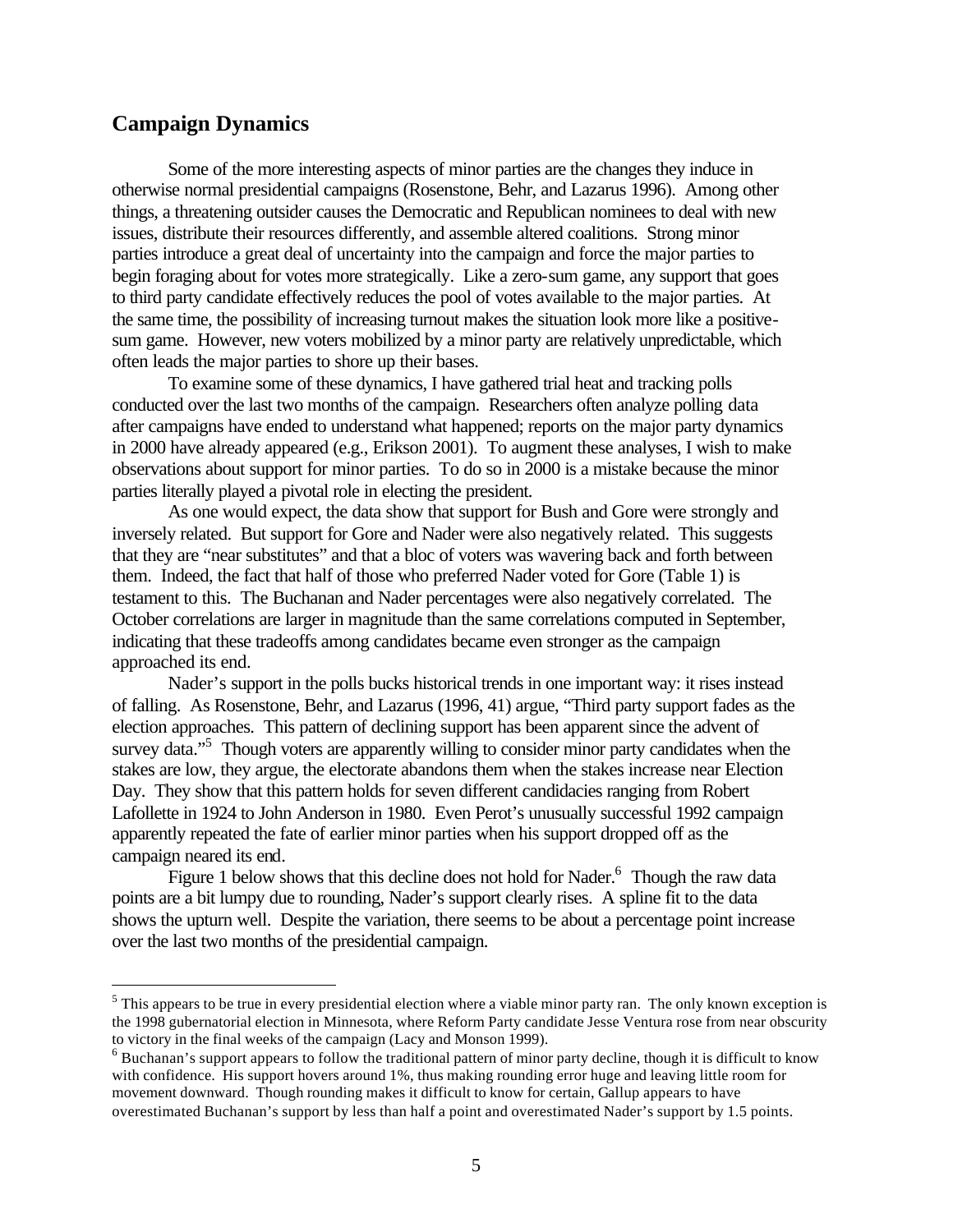## Campaign Dynamics

Some of the more interesting aspects of minor parties are the changes they induce in otherwise normal presidential campaigns (Rosenstone, Behr, and Lazarus 1996). Among other things, a threatening outsider causes the Democratic and Republican nominees to deal with new issues, distribute their resources differently, and assemble altered coalitions. Strong minor parties introduce a great deal of uncertainty into the campaign and force the major parties to begin foraging about for votes more strategically. Like a zero-sum game, any support that goes to third party candidate effectively reduces the pool of votes available to the major parties. At the same time, the possibility of increasing turnout makes the situation look more like a positive-sum game. However, new voters mobilized by a minor party are relatively unpredictable, which often leads the major parties to shore up their bases.

To examine some of these dynamics, I have gathered trial heat and tracking polls conducted over the last two months of the campaign. Researchers often analyze polling data after campaigns have ended to understand what happened; reports on the major party dynamics in 2000 have already appeared (e.g., Erikson 2001). To augment these analyses, I wish to make observations about support for minor parties. To do so in 2000 is a mistake because the minor parties literally played a pivotal role in electing the president.

As one would expect, the data show that support for Bush and Gore were strongly and inversely related. But support for Gore and Nader were also negatively related. This suggests that they are "near substitutes" and that a bloc of voters was wavering back and forth between them. Indeed, the fact that half of those who preferred Nader voted for Gore (Table 1) is testament to this. The Buchanan and Nader percentages were also negatively correlated. The October correlations are larger in magnitude than the same correlations computed in September, indicating that these tradeoffs among candidates became even stronger as the campaign approached its end.

Nader's support in the polls bucks historical trends in one important way: it rises instead of falling. As Rosenstone, Behr, and Lazarus (1996, 41) argue, "Third party support fades as the election approaches. This pattern of declining support has been apparent since the advent of survey data."[5] Though voters are apparently willing to consider minor party candidates when the stakes are low, they argue, the electorate abandons them when the stakes increase near Election Day. They show that this pattern holds for seven different candidacies ranging from Robert Lafollette in 1924 to John Anderson in 1980. Even Perot's unusually successful 1992 campaign apparently repeated the fate of earlier minor parties when his support dropped off as the campaign neared its end.

Figure 1 below shows that this decline does not hold for Nader.[6] Though the raw data points are a bit lumpy due to rounding, Nader's support clearly rises. A spline fit to the data shows the upturn well. Despite the variation, there seems to be about a percentage point increase over the last two months of the presidential campaign.

---

[5] This appears to be true in every presidential election where a viable minor party ran. The only known exception is the 1998 gubernatorial election in Minnesota, where Reform Party candidate Jesse Ventura rose from near obscurity to victory in the final weeks of the campaign (Lacy and Monson 1999).

[6] Buchanan's support appears to follow the traditional pattern of minor party decline, though it is difficult to know with confidence. His support hovers around 1%, thus making rounding error huge and leaving little room for movement downward. Though rounding makes it difficult to know for certain, Gallup appears to have overestimated Buchanan's support by less than half a point and overestimated Nader's support by 1.5 points.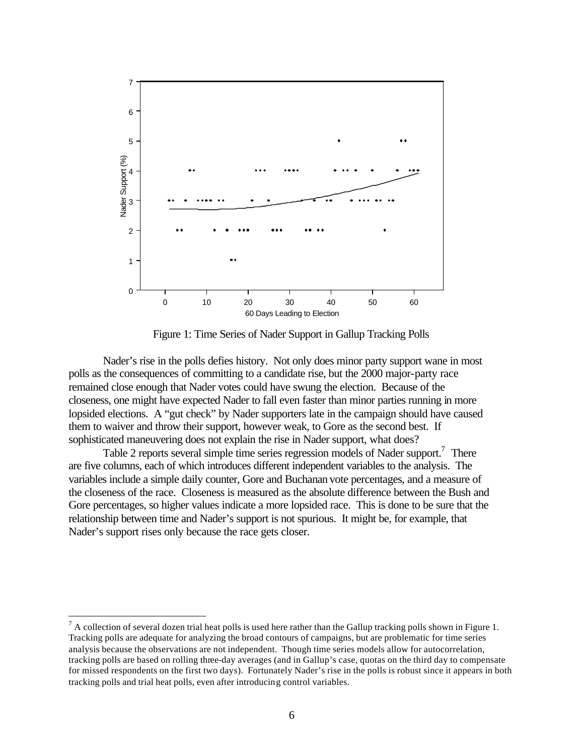7

6

5

4

3

2

1

0

Nader Support (%)

0 10 20 30 40 50 60

60 Days Leading to Election

Figure 1: Time Series of Nader Support in Gallup Tracking Polls

Nader's rise in the polls defies history. Not only does minor party support wane in most polls as the consequences of committing to a candidate rise, but the 2000 major-party race remained close enough that Nader votes could have swung the election. Because of the closeness, one might have expected Nader to fall even faster than minor parties running in more lopsided elections. A "gut check" by Nader supporters late in the campaign should have caused them to waiver and throw their support, however weak, to Gore as the second best. If sophisticated maneuvering does not explain the rise in Nader support, what does?

Table 2 reports several simple time series regression models of Nader support.[7] There are five columns, each of which introduces different independent variables to the analysis. The variables include a simple daily counter, Gore and Buchanan vote percentages, and a measure of the closeness of the race. Closeness is measured as the absolute difference between the Bush and Gore percentages, so higher values indicate a more lopsided race. This is done to be sure that the relationship between time and Nader's support is not spurious. It might be, for example, that Nader's support rises only because the race gets closer.

[7] A collection of several dozen trial heat polls is used here rather than the Gallup tracking polls shown in Figure 1. Tracking polls are adequate for analyzing the broad contours of campaigns, but are problematic for time series analysis because the observations are not independent. Though time series models allow for autocorrelation, tracking polls are based on rolling three-day averages (and in Gallup's case, quotas on the third day to compensate for missed respondents on the first two days). Fortunately Nader's rise in the polls is robust since it appears in both tracking polls and trial heat polls, even after introducing control variables.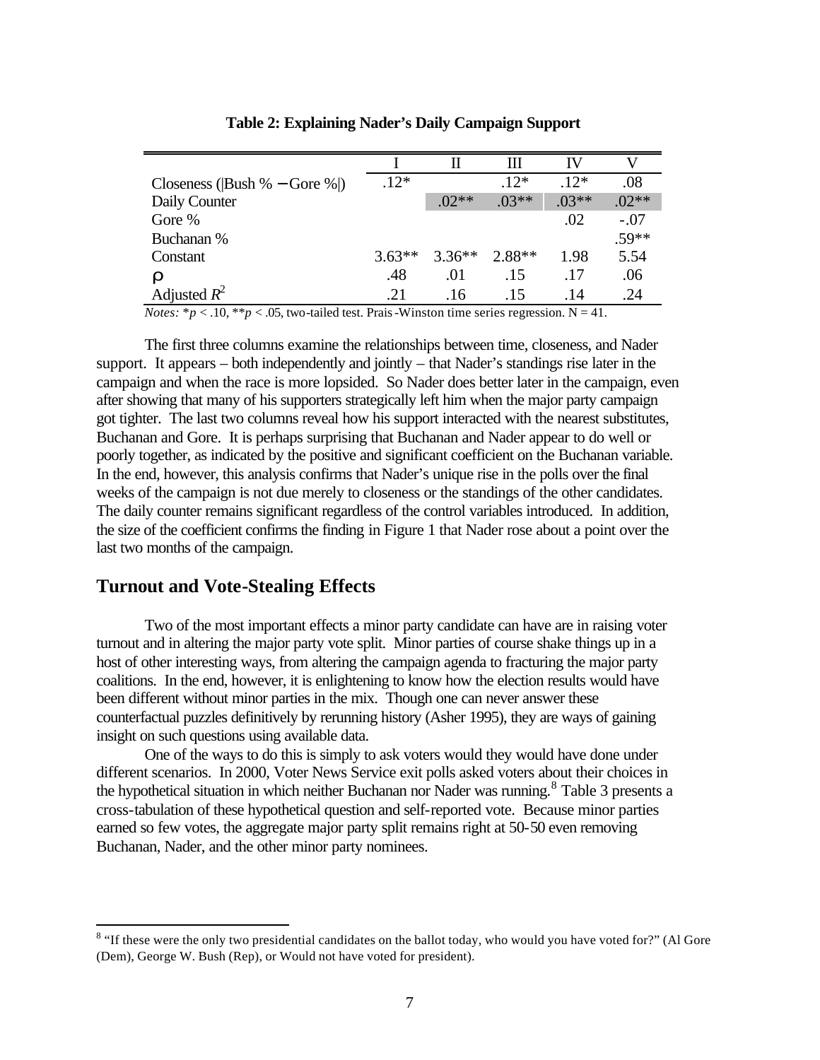**Table 2: Explaining Nader's Daily Campaign Support**

| | I | II | III | IV | V |
|---|---|---|---|---|---|
| Closeness (\|Bush % − Gore %\|) | .12* | | .12* | .12* | .08 |
| Daily Counter | | .02** | .03** | .03** | .02** |
| Gore % | | | | .02 | -.07 |
| Buchanan % | | | | | .59** |
| Constant | 3.63** | 3.36** | 2.88** | 1.98 | 5.54 |
| $\rho$ | .48 | .01 | .15 | .17 | .06 |
| Adjusted $R^2$ | .21 | .16 | .15 | .14 | .24 |

*Notes:* *$p$ < .10, **$p$ < .05, two-tailed test. Prais-Winston time series regression. N = 41.

The first three columns examine the relationships between time, closeness, and Nader support. It appears – both independently and jointly – that Nader's standings rise later in the campaign and when the race is more lopsided. So Nader does better later in the campaign, even after showing that many of his supporters strategically left him when the major party campaign got tighter. The last two columns reveal how his support interacted with the nearest substitutes, Buchanan and Gore. It is perhaps surprising that Buchanan and Nader appear to do well or poorly together, as indicated by the positive and significant coefficient on the Buchanan variable. In the end, however, this analysis confirms that Nader's unique rise in the polls over the final weeks of the campaign is not due merely to closeness or the standings of the other candidates. The daily counter remains significant regardless of the control variables introduced. In addition, the size of the coefficient confirms the finding in Figure 1 that Nader rose about a point over the last two months of the campaign.

## Turnout and Vote-Stealing Effects

Two of the most important effects a minor party candidate can have are in raising voter turnout and in altering the major party vote split. Minor parties of course shake things up in a host of other interesting ways, from altering the campaign agenda to fracturing the major party coalitions. In the end, however, it is enlightening to know how the election results would have been different without minor parties in the mix. Though one can never answer these counterfactual puzzles definitively by rerunning history (Asher 1995), they are ways of gaining insight on such questions using available data.

One of the ways to do this is simply to ask voters would they would have done under different scenarios. In 2000, Voter News Service exit polls asked voters about their choices in the hypothetical situation in which neither Buchanan nor Nader was running.[8] Table 3 presents a cross-tabulation of these hypothetical question and self-reported vote. Because minor parties earned so few votes, the aggregate major party split remains right at 50-50 even removing Buchanan, Nader, and the other minor party nominees.

[8] "If these were the only two presidential candidates on the ballot today, who would you have voted for?" (Al Gore (Dem), George W. Bush (Rep), or Would not have voted for president).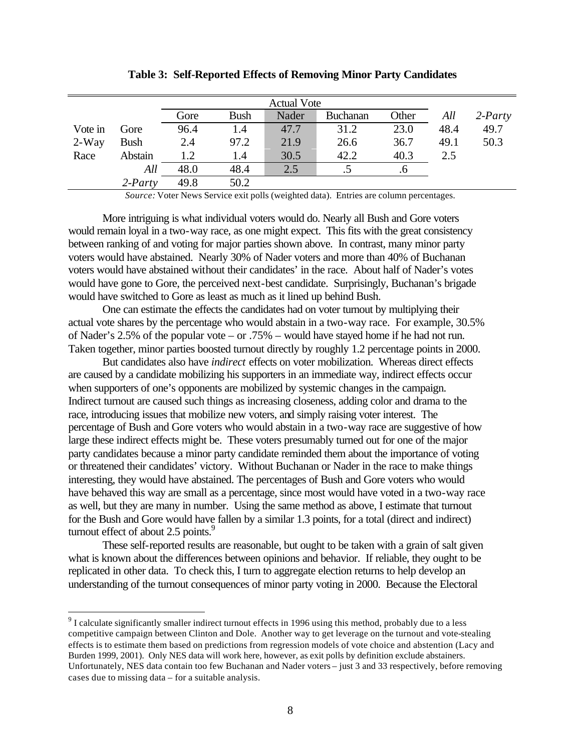**Table 3: Self-Reported Effects of Removing Minor Party Candidates**

| | | Actual Vote | | | | | | |
|---|---|---|---|---|---|---|---|---|
| | | Gore | Bush | Nader | Buchanan | Other | *All* | *2-Party* |
| Vote in | Gore | 96.4 | 1.4 | 47.7 | 31.2 | 23.0 | 48.4 | 49.7 |
| 2-Way | Bush | 2.4 | 97.2 | 21.9 | 26.6 | 36.7 | 49.1 | 50.3 |
| Race | Abstain | 1.2 | 1.4 | 30.5 | 42.2 | 40.3 | 2.5 | |
| | *All* | 48.0 | 48.4 | 2.5 | .5 | .6 | | |
| | *2-Party* | 49.8 | 50.2 | | | | | |

*Source:* Voter News Service exit polls (weighted data). Entries are column percentages.

More intriguing is what individual voters would do. Nearly all Bush and Gore voters would remain loyal in a two-way race, as one might expect. This fits with the great consistency between ranking of and voting for major parties shown above. In contrast, many minor party voters would have abstained. Nearly 30% of Nader voters and more than 40% of Buchanan voters would have abstained without their candidates' in the race. About half of Nader's votes would have gone to Gore, the perceived next-best candidate. Surprisingly, Buchanan's brigade would have switched to Gore as least as much as it lined up behind Bush.

One can estimate the effects the candidates had on voter turnout by multiplying their actual vote shares by the percentage who would abstain in a two-way race. For example, 30.5% of Nader's 2.5% of the popular vote – or .75% – would have stayed home if he had not run. Taken together, minor parties boosted turnout directly by roughly 1.2 percentage points in 2000.

But candidates also have *indirect* effects on voter mobilization. Whereas direct effects are caused by a candidate mobilizing his supporters in an immediate way, indirect effects occur when supporters of one's opponents are mobilized by systemic changes in the campaign. Indirect turnout are caused such things as increasing closeness, adding color and drama to the race, introducing issues that mobilize new voters, and simply raising voter interest. The percentage of Bush and Gore voters who would abstain in a two-way race are suggestive of how large these indirect effects might be. These voters presumably turned out for one of the major party candidates because a minor party candidate reminded them about the importance of voting or threatened their candidates' victory. Without Buchanan or Nader in the race to make things interesting, they would have abstained. The percentages of Bush and Gore voters who would have behaved this way are small as a percentage, since most would have voted in a two-way race as well, but they are many in number. Using the same method as above, I estimate that turnout for the Bush and Gore would have fallen by a similar 1.3 points, for a total (direct and indirect) turnout effect of about 2.5 points.[9]

These self-reported results are reasonable, but ought to be taken with a grain of salt given what is known about the differences between opinions and behavior. If reliable, they ought to be replicated in other data. To check this, I turn to aggregate election returns to help develop an understanding of the turnout consequences of minor party voting in 2000. Because the Electoral

[9] I calculate significantly smaller indirect turnout effects in 1996 using this method, probably due to a less competitive campaign between Clinton and Dole. Another way to get leverage on the turnout and vote-stealing effects is to estimate them based on predictions from regression models of vote choice and abstention (Lacy and Burden 1999, 2001). Only NES data will work here, however, as exit polls by definition exclude abstainers. Unfortunately, NES data contain too few Buchanan and Nader voters – just 3 and 33 respectively, before removing cases due to missing data – for a suitable analysis.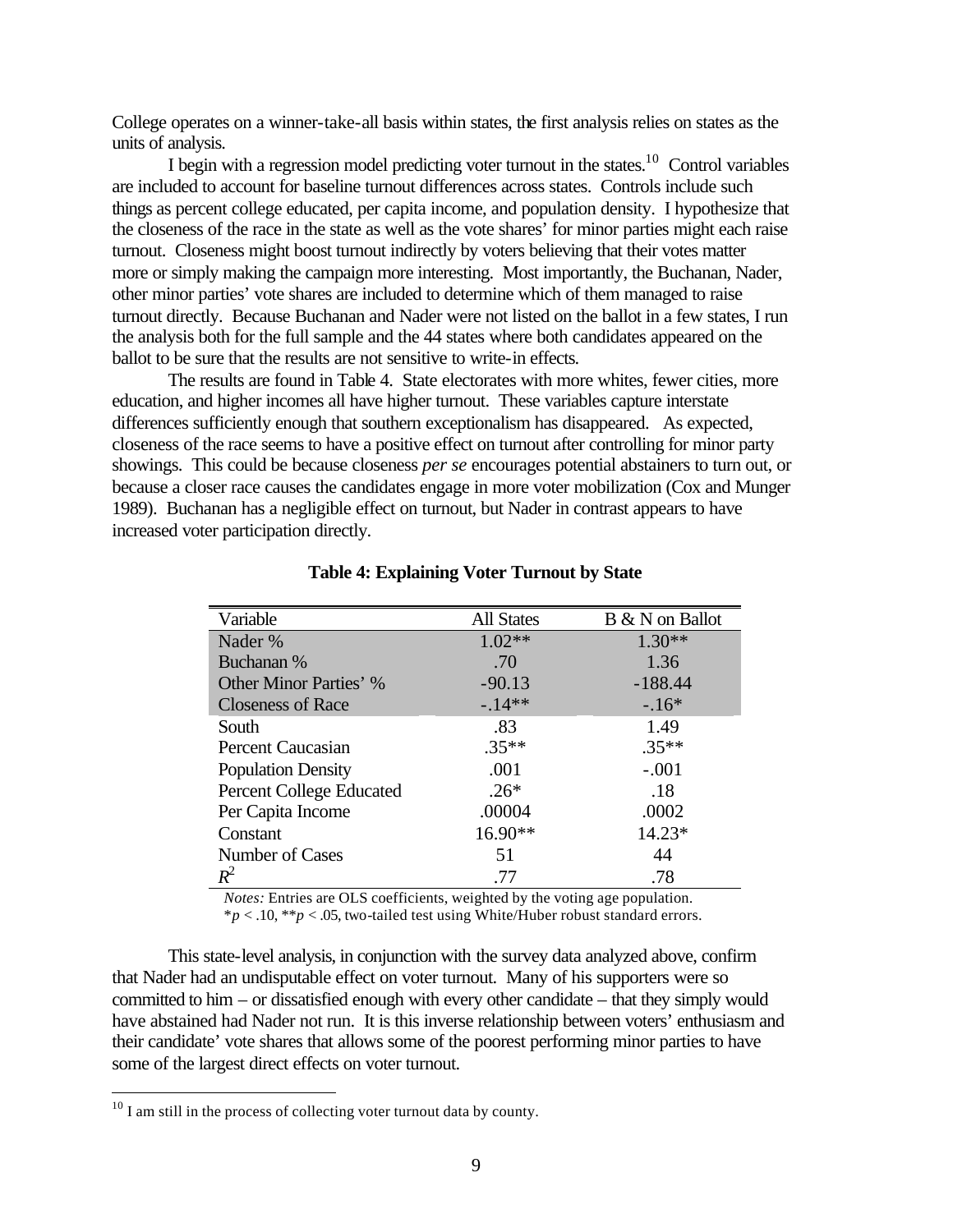College operates on a winner-take-all basis within states, the first analysis relies on states as the units of analysis.

I begin with a regression model predicting voter turnout in the states.[10] Control variables are included to account for baseline turnout differences across states. Controls include such things as percent college educated, per capita income, and population density. I hypothesize that the closeness of the race in the state as well as the vote shares' for minor parties might each raise turnout. Closeness might boost turnout indirectly by voters believing that their votes matter more or simply making the campaign more interesting. Most importantly, the Buchanan, Nader, other minor parties' vote shares are included to determine which of them managed to raise turnout directly. Because Buchanan and Nader were not listed on the ballot in a few states, I run the analysis both for the full sample and the 44 states where both candidates appeared on the ballot to be sure that the results are not sensitive to write-in effects.

The results are found in Table 4. State electorates with more whites, fewer cities, more education, and higher incomes all have higher turnout. These variables capture interstate differences sufficiently enough that southern exceptionalism has disappeared. As expected, closeness of the race seems to have a positive effect on turnout after controlling for minor party showings. This could be because closeness *per se* encourages potential abstainers to turn out, or because a closer race causes the candidates engage in more voter mobilization (Cox and Munger 1989). Buchanan has a negligible effect on turnout, but Nader in contrast appears to have increased voter participation directly.

**Table 4: Explaining Voter Turnout by State**

| Variable | All States | B & N on Ballot |
|---|---|---|
| Nader % | 1.02** | 1.30** |
| Buchanan % | .70 | 1.36 |
| Other Minor Parties' % | -90.13 | -188.44 |
| Closeness of Race | -.14** | -.16* |
| South | .83 | 1.49 |
| Percent Caucasian | .35** | .35** |
| Population Density | .001 | -.001 |
| Percent College Educated | .26* | .18 |
| Per Capita Income | .00004 | .0002 |
| Constant | 16.90** | 14.23* |
| Number of Cases | 51 | 44 |
| $R^2$ | .77 | .78 |

*Notes:* Entries are OLS coefficients, weighted by the voting age population.
*$p < .10$, **$p < .05$, two-tailed test using White/Huber robust standard errors.

This state-level analysis, in conjunction with the survey data analyzed above, confirm that Nader had an undisputable effect on voter turnout. Many of his supporters were so committed to him – or dissatisfied enough with every other candidate – that they simply would have abstained had Nader not run. It is this inverse relationship between voters' enthusiasm and their candidate' vote shares that allows some of the poorest performing minor parties to have some of the largest direct effects on voter turnout.

[10] I am still in the process of collecting voter turnout data by county.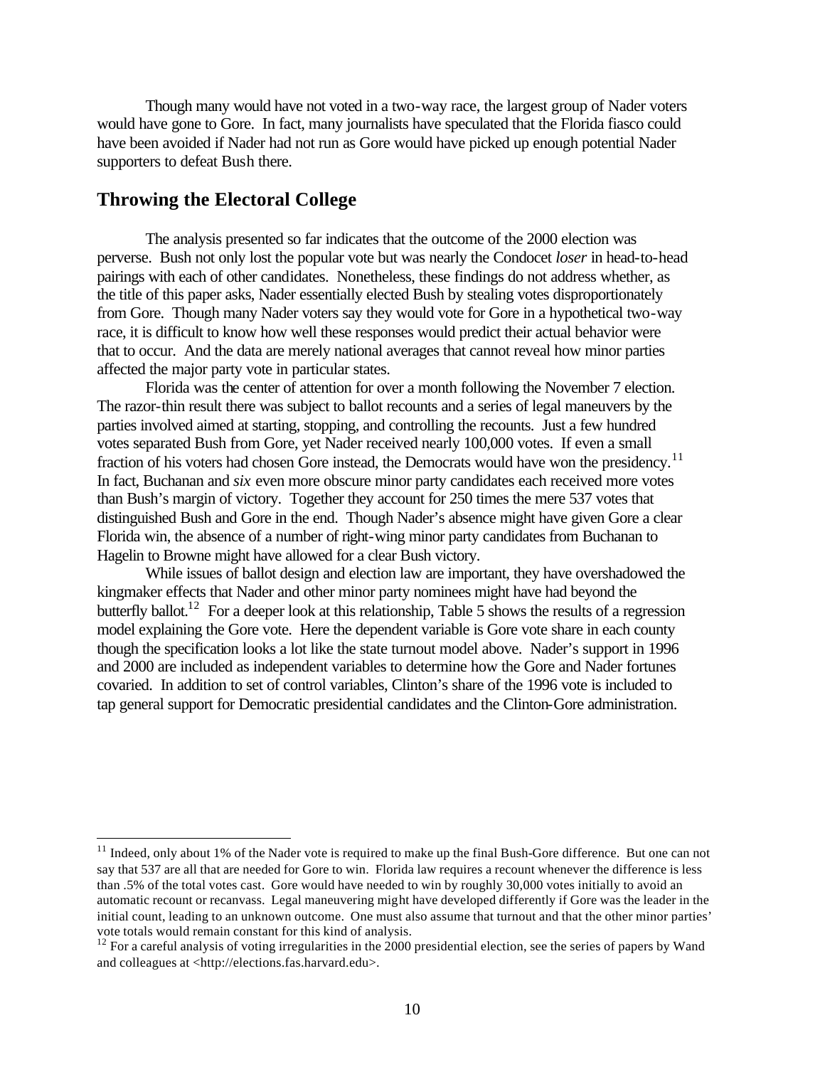Though many would have not voted in a two-way race, the largest group of Nader voters would have gone to Gore. In fact, many journalists have speculated that the Florida fiasco could have been avoided if Nader had not run as Gore would have picked up enough potential Nader supporters to defeat Bush there.

## Throwing the Electoral College

The analysis presented so far indicates that the outcome of the 2000 election was perverse. Bush not only lost the popular vote but was nearly the Condocet *loser* in head-to-head pairings with each of other candidates. Nonetheless, these findings do not address whether, as the title of this paper asks, Nader essentially elected Bush by stealing votes disproportionately from Gore. Though many Nader voters say they would vote for Gore in a hypothetical two-way race, it is difficult to know how well these responses would predict their actual behavior were that to occur. And the data are merely national averages that cannot reveal how minor parties affected the major party vote in particular states.

Florida was the center of attention for over a month following the November 7 election. The razor-thin result there was subject to ballot recounts and a series of legal maneuvers by the parties involved aimed at starting, stopping, and controlling the recounts. Just a few hundred votes separated Bush from Gore, yet Nader received nearly 100,000 votes. If even a small fraction of his voters had chosen Gore instead, the Democrats would have won the presidency.[11] In fact, Buchanan and *six* even more obscure minor party candidates each received more votes than Bush's margin of victory. Together they account for 250 times the mere 537 votes that distinguished Bush and Gore in the end. Though Nader's absence might have given Gore a clear Florida win, the absence of a number of right-wing minor party candidates from Buchanan to Hagelin to Browne might have allowed for a clear Bush victory.

While issues of ballot design and election law are important, they have overshadowed the kingmaker effects that Nader and other minor party nominees might have had beyond the butterfly ballot.[12] For a deeper look at this relationship, Table 5 shows the results of a regression model explaining the Gore vote. Here the dependent variable is Gore vote share in each county though the specification looks a lot like the state turnout model above. Nader's support in 1996 and 2000 are included as independent variables to determine how the Gore and Nader fortunes covaried. In addition to set of control variables, Clinton's share of the 1996 vote is included to tap general support for Democratic presidential candidates and the Clinton-Gore administration.

---

[11] Indeed, only about 1% of the Nader vote is required to make up the final Bush-Gore difference. But one can not say that 537 are all that are needed for Gore to win. Florida law requires a recount whenever the difference is less than .5% of the total votes cast. Gore would have needed to win by roughly 30,000 votes initially to avoid an automatic recount or recanvass. Legal maneuvering might have developed differently if Gore was the leader in the initial count, leading to an unknown outcome. One must also assume that turnout and that the other minor parties' vote totals would remain constant for this kind of analysis.

[12] For a careful analysis of voting irregularities in the 2000 presidential election, see the series of papers by Wand and colleagues at <http://elections.fas.harvard.edu>.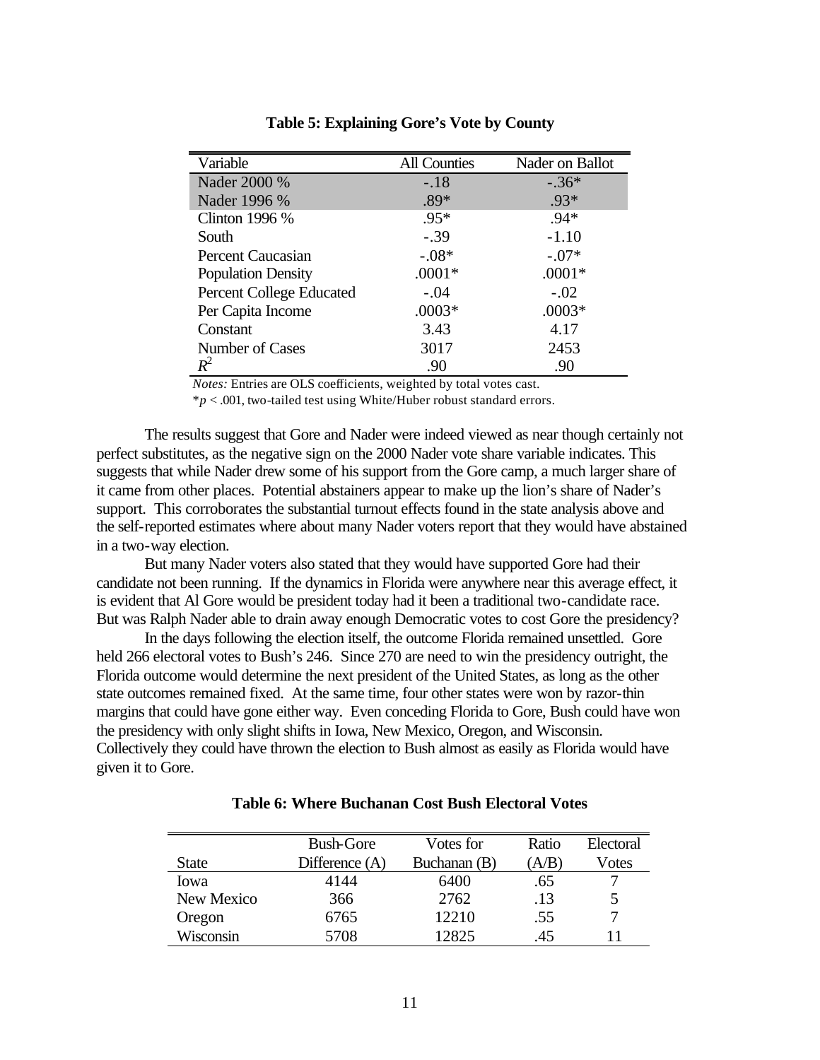**Table 5: Explaining Gore's Vote by County**

| Variable | All Counties | Nader on Ballot |
|---|---|---|
| Nader 2000 % | -.18 | -.36* |
| Nader 1996 % | .89* | .93* |
| Clinton 1996 % | .95* | .94* |
| South | -.39 | -1.10 |
| Percent Caucasian | -.08* | -.07* |
| Population Density | .0001* | .0001* |
| Percent College Educated | -.04 | -.02 |
| Per Capita Income | .0003* | .0003* |
| Constant | 3.43 | 4.17 |
| Number of Cases | 3017 | 2453 |
| $R^2$ | .90 | .90 |

*Notes:* Entries are OLS coefficients, weighted by total votes cast.
*$p < .001$, two-tailed test using White/Huber robust standard errors.

The results suggest that Gore and Nader were indeed viewed as near though certainly not perfect substitutes, as the negative sign on the 2000 Nader vote share variable indicates. This suggests that while Nader drew some of his support from the Gore camp, a much larger share of it came from other places. Potential abstainers appear to make up the lion's share of Nader's support. This corroborates the substantial turnout effects found in the state analysis above and the self-reported estimates where about many Nader voters report that they would have abstained in a two-way election.

But many Nader voters also stated that they would have supported Gore had their candidate not been running. If the dynamics in Florida were anywhere near this average effect, it is evident that Al Gore would be president today had it been a traditional two-candidate race. But was Ralph Nader able to drain away enough Democratic votes to cost Gore the presidency?

In the days following the election itself, the outcome Florida remained unsettled. Gore held 266 electoral votes to Bush's 246. Since 270 are need to win the presidency outright, the Florida outcome would determine the next president of the United States, as long as the other state outcomes remained fixed. At the same time, four other states were won by razor-thin margins that could have gone either way. Even conceding Florida to Gore, Bush could have won the presidency with only slight shifts in Iowa, New Mexico, Oregon, and Wisconsin. Collectively they could have thrown the election to Bush almost as easily as Florida would have given it to Gore.

**Table 6: Where Buchanan Cost Bush Electoral Votes**

| State | Bush-Gore Difference (A) | Votes for Buchanan (B) | Ratio (A/B) | Electoral Votes |
|---|---|---|---|---|
| Iowa | 4144 | 6400 | .65 | 7 |
| New Mexico | 366 | 2762 | .13 | 5 |
| Oregon | 6765 | 12210 | .55 | 7 |
| Wisconsin | 5708 | 12825 | .45 | 11 |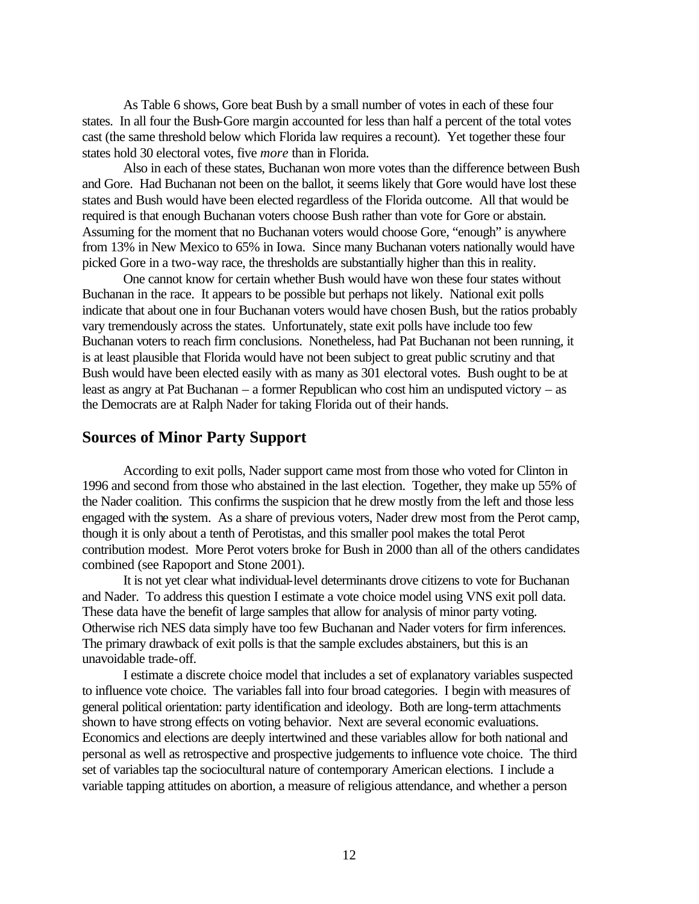As Table 6 shows, Gore beat Bush by a small number of votes in each of these four states. In all four the Bush-Gore margin accounted for less than half a percent of the total votes cast (the same threshold below which Florida law requires a recount). Yet together these four states hold 30 electoral votes, five *more* than in Florida.

Also in each of these states, Buchanan won more votes than the difference between Bush and Gore. Had Buchanan not been on the ballot, it seems likely that Gore would have lost these states and Bush would have been elected regardless of the Florida outcome. All that would be required is that enough Buchanan voters choose Bush rather than vote for Gore or abstain. Assuming for the moment that no Buchanan voters would choose Gore, "enough" is anywhere from 13% in New Mexico to 65% in Iowa. Since many Buchanan voters nationally would have picked Gore in a two-way race, the thresholds are substantially higher than this in reality.

One cannot know for certain whether Bush would have won these four states without Buchanan in the race. It appears to be possible but perhaps not likely. National exit polls indicate that about one in four Buchanan voters would have chosen Bush, but the ratios probably vary tremendously across the states. Unfortunately, state exit polls have include too few Buchanan voters to reach firm conclusions. Nonetheless, had Pat Buchanan not been running, it is at least plausible that Florida would have not been subject to great public scrutiny and that Bush would have been elected easily with as many as 301 electoral votes. Bush ought to be at least as angry at Pat Buchanan – a former Republican who cost him an undisputed victory – as the Democrats are at Ralph Nader for taking Florida out of their hands.

## Sources of Minor Party Support

According to exit polls, Nader support came most from those who voted for Clinton in 1996 and second from those who abstained in the last election. Together, they make up 55% of the Nader coalition. This confirms the suspicion that he drew mostly from the left and those less engaged with the system. As a share of previous voters, Nader drew most from the Perot camp, though it is only about a tenth of Perotistas, and this smaller pool makes the total Perot contribution modest. More Perot voters broke for Bush in 2000 than all of the others candidates combined (see Rapoport and Stone 2001).

It is not yet clear what individual-level determinants drove citizens to vote for Buchanan and Nader. To address this question I estimate a vote choice model using VNS exit poll data. These data have the benefit of large samples that allow for analysis of minor party voting. Otherwise rich NES data simply have too few Buchanan and Nader voters for firm inferences. The primary drawback of exit polls is that the sample excludes abstainers, but this is an unavoidable trade-off.

I estimate a discrete choice model that includes a set of explanatory variables suspected to influence vote choice. The variables fall into four broad categories. I begin with measures of general political orientation: party identification and ideology. Both are long-term attachments shown to have strong effects on voting behavior. Next are several economic evaluations. Economics and elections are deeply intertwined and these variables allow for both national and personal as well as retrospective and prospective judgements to influence vote choice. The third set of variables tap the sociocultural nature of contemporary American elections. I include a variable tapping attitudes on abortion, a measure of religious attendance, and whether a person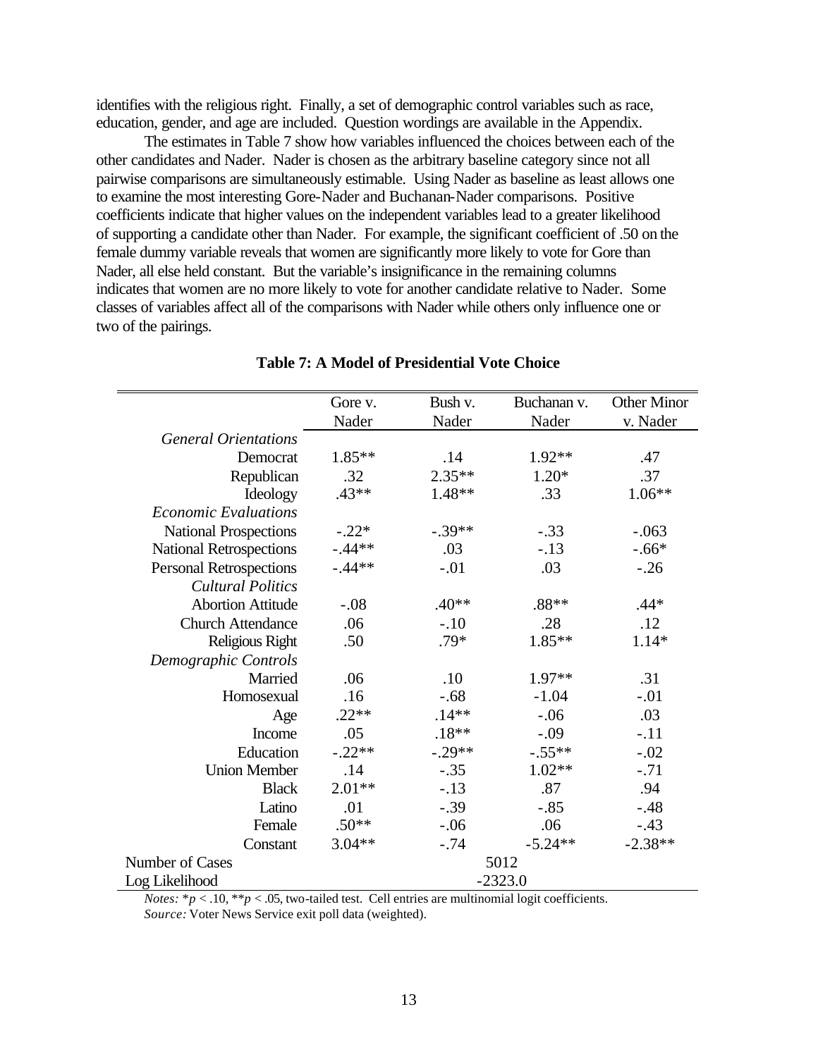identifies with the religious right. Finally, a set of demographic control variables such as race, education, gender, and age are included. Question wordings are available in the Appendix.

The estimates in Table 7 show how variables influenced the choices between each of the other candidates and Nader. Nader is chosen as the arbitrary baseline category since not all pairwise comparisons are simultaneously estimable. Using Nader as baseline as least allows one to examine the most interesting Gore-Nader and Buchanan-Nader comparisons. Positive coefficients indicate that higher values on the independent variables lead to a greater likelihood of supporting a candidate other than Nader. For example, the significant coefficient of .50 on the female dummy variable reveals that women are significantly more likely to vote for Gore than Nader, all else held constant. But the variable's insignificance in the remaining columns indicates that women are no more likely to vote for another candidate relative to Nader. Some classes of variables affect all of the comparisons with Nader while others only influence one or two of the pairings.

**Table 7: A Model of Presidential Vote Choice**

| | Gore v. Nader | Bush v. Nader | Buchanan v. Nader | Other Minor v. Nader |
|---|---|---|---|---|
| *General Orientations* | | | | |
| Democrat | 1.85** | .14 | 1.92** | .47 |
| Republican | .32 | 2.35** | 1.20* | .37 |
| Ideology | .43** | 1.48** | .33 | 1.06** |
| *Economic Evaluations* | | | | |
| National Prospections | -.22* | -.39** | -.33 | -.063 |
| National Retrospections | -.44** | .03 | -.13 | -.66* |
| Personal Retrospections | -.44** | -.01 | .03 | -.26 |
| *Cultural Politics* | | | | |
| Abortion Attitude | -.08 | .40** | .88** | .44* |
| Church Attendance | .06 | -.10 | .28 | .12 |
| Religious Right | .50 | .79* | 1.85** | 1.14* |
| *Demographic Controls* | | | | |
| Married | .06 | .10 | 1.97** | .31 |
| Homosexual | .16 | -.68 | -1.04 | -.01 |
| Age | .22** | .14** | -.06 | .03 |
| Income | .05 | .18** | -.09 | -.11 |
| Education | -.22** | -.29** | -.55** | -.02 |
| Union Member | .14 | -.35 | 1.02** | -.71 |
| Black | 2.01** | -.13 | .87 | .94 |
| Latino | .01 | -.39 | -.85 | -.48 |
| Female | .50** | -.06 | .06 | -.43 |
| Constant | 3.04** | -.74 | -5.24** | -2.38** |
| Number of Cases | 5012 | | | |
| Log Likelihood | -2323.0 | | | |

*Notes:* *$p < .10$, **$p < .05$, two-tailed test. Cell entries are multinomial logit coefficients.
*Source:* Voter News Service exit poll data (weighted).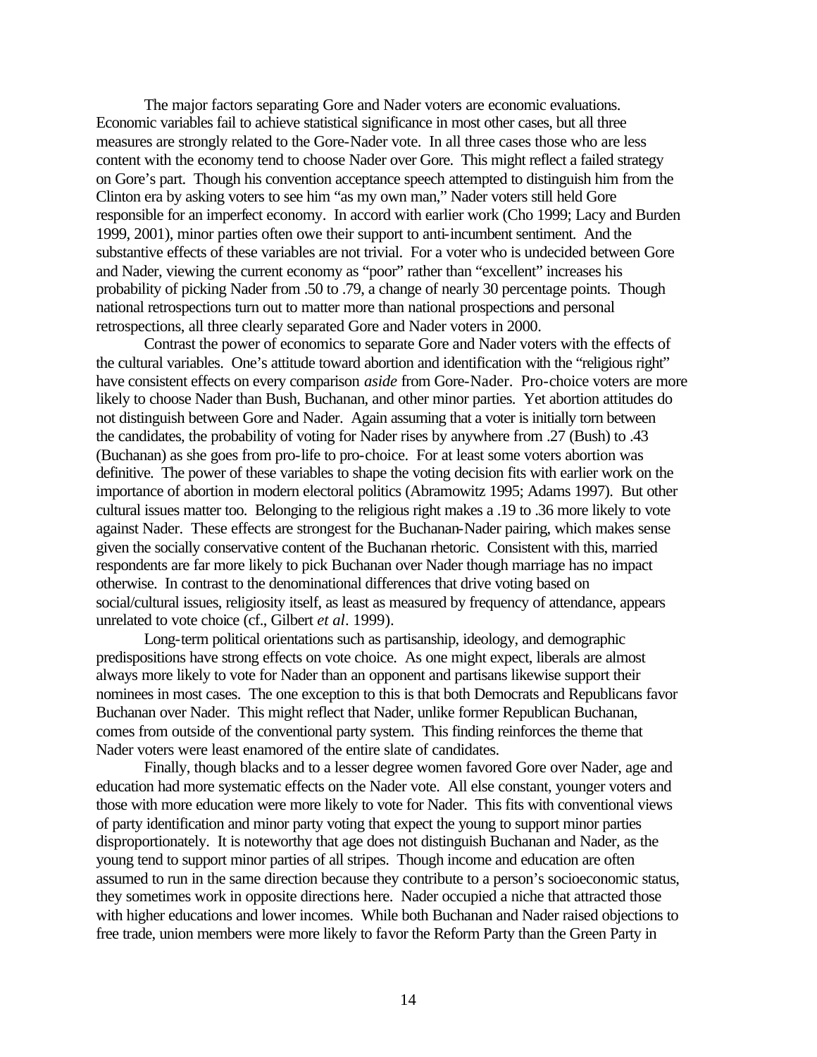The major factors separating Gore and Nader voters are economic evaluations. Economic variables fail to achieve statistical significance in most other cases, but all three measures are strongly related to the Gore-Nader vote. In all three cases those who are less content with the economy tend to choose Nader over Gore. This might reflect a failed strategy on Gore's part. Though his convention acceptance speech attempted to distinguish him from the Clinton era by asking voters to see him "as my own man," Nader voters still held Gore responsible for an imperfect economy. In accord with earlier work (Cho 1999; Lacy and Burden 1999, 2001), minor parties often owe their support to anti-incumbent sentiment. And the substantive effects of these variables are not trivial. For a voter who is undecided between Gore and Nader, viewing the current economy as "poor" rather than "excellent" increases his probability of picking Nader from .50 to .79, a change of nearly 30 percentage points. Though national retrospections turn out to matter more than national prospections and personal retrospections, all three clearly separated Gore and Nader voters in 2000.

Contrast the power of economics to separate Gore and Nader voters with the effects of the cultural variables. One's attitude toward abortion and identification with the "religious right" have consistent effects on every comparison *aside* from Gore-Nader. Pro-choice voters are more likely to choose Nader than Bush, Buchanan, and other minor parties. Yet abortion attitudes do not distinguish between Gore and Nader. Again assuming that a voter is initially torn between the candidates, the probability of voting for Nader rises by anywhere from .27 (Bush) to .43 (Buchanan) as she goes from pro-life to pro-choice. For at least some voters abortion was definitive. The power of these variables to shape the voting decision fits with earlier work on the importance of abortion in modern electoral politics (Abramowitz 1995; Adams 1997). But other cultural issues matter too. Belonging to the religious right makes a .19 to .36 more likely to vote against Nader. These effects are strongest for the Buchanan-Nader pairing, which makes sense given the socially conservative content of the Buchanan rhetoric. Consistent with this, married respondents are far more likely to pick Buchanan over Nader though marriage has no impact otherwise. In contrast to the denominational differences that drive voting based on social/cultural issues, religiosity itself, as least as measured by frequency of attendance, appears unrelated to vote choice (cf., Gilbert *et al*. 1999).

Long-term political orientations such as partisanship, ideology, and demographic predispositions have strong effects on vote choice. As one might expect, liberals are almost always more likely to vote for Nader than an opponent and partisans likewise support their nominees in most cases. The one exception to this is that both Democrats and Republicans favor Buchanan over Nader. This might reflect that Nader, unlike former Republican Buchanan, comes from outside of the conventional party system. This finding reinforces the theme that Nader voters were least enamored of the entire slate of candidates.

Finally, though blacks and to a lesser degree women favored Gore over Nader, age and education had more systematic effects on the Nader vote. All else constant, younger voters and those with more education were more likely to vote for Nader. This fits with conventional views of party identification and minor party voting that expect the young to support minor parties disproportionately. It is noteworthy that age does not distinguish Buchanan and Nader, as the young tend to support minor parties of all stripes. Though income and education are often assumed to run in the same direction because they contribute to a person's socioeconomic status, they sometimes work in opposite directions here. Nader occupied a niche that attracted those with higher educations and lower incomes. While both Buchanan and Nader raised objections to free trade, union members were more likely to favor the Reform Party than the Green Party in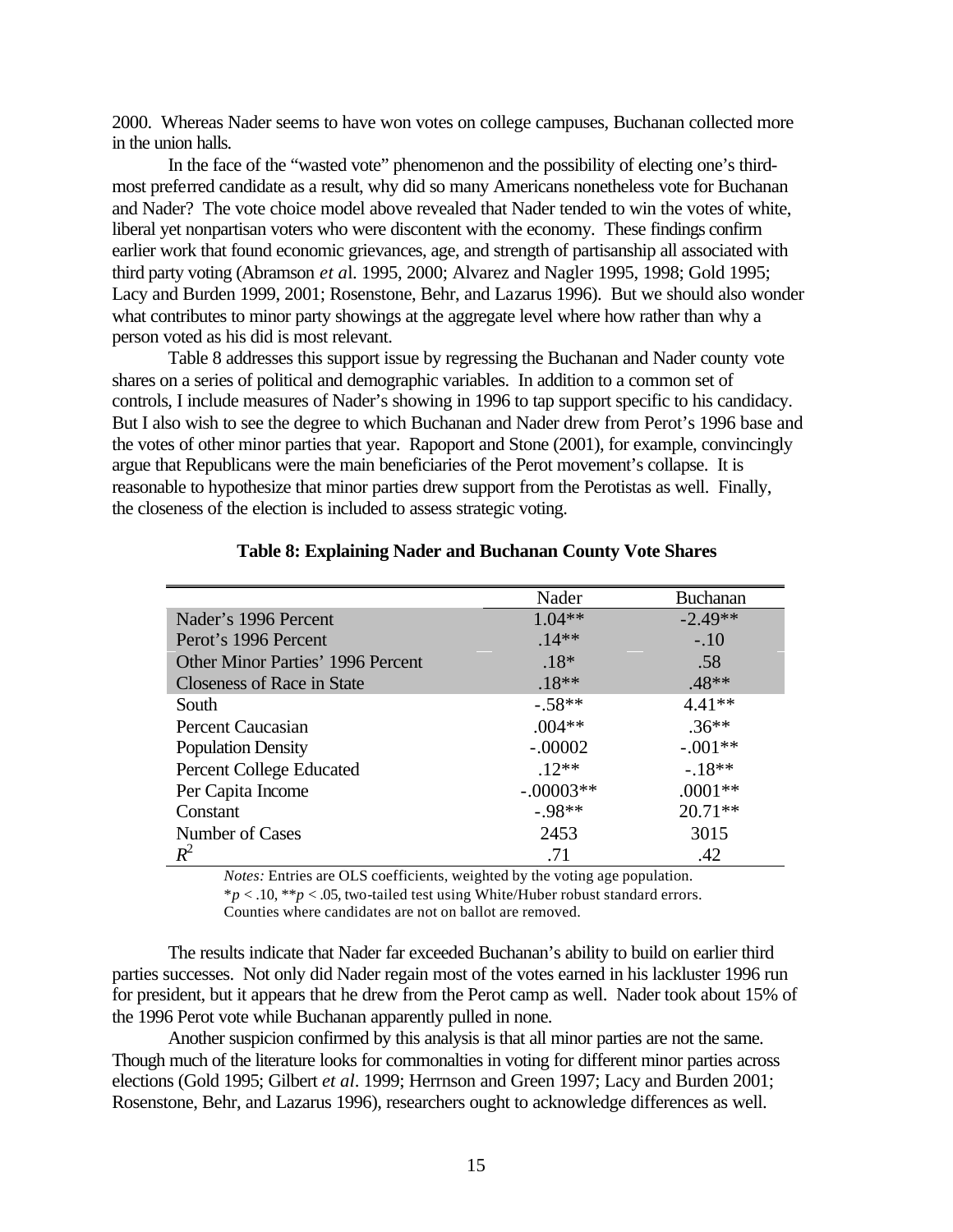2000. Whereas Nader seems to have won votes on college campuses, Buchanan collected more in the union halls.

In the face of the "wasted vote" phenomenon and the possibility of electing one's third-most preferred candidate as a result, why did so many Americans nonetheless vote for Buchanan and Nader? The vote choice model above revealed that Nader tended to win the votes of white, liberal yet nonpartisan voters who were discontent with the economy. These findings confirm earlier work that found economic grievances, age, and strength of partisanship all associated with third party voting (Abramson *et al*. 1995, 2000; Alvarez and Nagler 1995, 1998; Gold 1995; Lacy and Burden 1999, 2001; Rosenstone, Behr, and Lazarus 1996). But we should also wonder what contributes to minor party showings at the aggregate level where how rather than why a person voted as his did is most relevant.

Table 8 addresses this support issue by regressing the Buchanan and Nader county vote shares on a series of political and demographic variables. In addition to a common set of controls, I include measures of Nader's showing in 1996 to tap support specific to his candidacy. But I also wish to see the degree to which Buchanan and Nader drew from Perot's 1996 base and the votes of other minor parties that year. Rapoport and Stone (2001), for example, convincingly argue that Republicans were the main beneficiaries of the Perot movement's collapse. It is reasonable to hypothesize that minor parties drew support from the Perotistas as well. Finally, the closeness of the election is included to assess strategic voting.

**Table 8: Explaining Nader and Buchanan County Vote Shares**

| | Nader | Buchanan |
|---|---|---|
| Nader's 1996 Percent | 1.04** | -2.49** |
| Perot's 1996 Percent | .14** | -.10 |
| Other Minor Parties' 1996 Percent | .18* | .58 |
| Closeness of Race in State | .18** | .48** |
| South | -.58** | 4.41** |
| Percent Caucasian | .004** | .36** |
| Population Density | -.00002 | -.001** |
| Percent College Educated | .12** | -.18** |
| Per Capita Income | -.00003** | .0001** |
| Constant | -.98** | 20.71** |
| Number of Cases | 2453 | 3015 |
| $R^2$ | .71 | .42 |

*Notes:* Entries are OLS coefficients, weighted by the voting age population.
\* $p < .10$, ** $p < .05$, two-tailed test using White/Huber robust standard errors.
Counties where candidates are not on ballot are removed.

The results indicate that Nader far exceeded Buchanan's ability to build on earlier third parties successes. Not only did Nader regain most of the votes earned in his lackluster 1996 run for president, but it appears that he drew from the Perot camp as well. Nader took about 15% of the 1996 Perot vote while Buchanan apparently pulled in none.

Another suspicion confirmed by this analysis is that all minor parties are not the same. Though much of the literature looks for commonalties in voting for different minor parties across elections (Gold 1995; Gilbert *et al*. 1999; Herrnson and Green 1997; Lacy and Burden 2001; Rosenstone, Behr, and Lazarus 1996), researchers ought to acknowledge differences as well.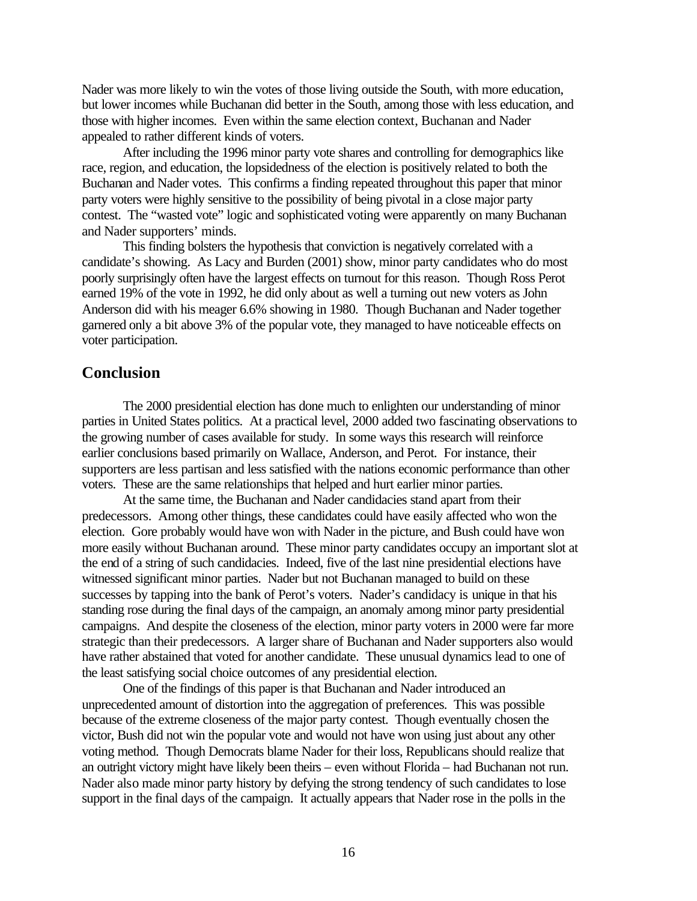Nader was more likely to win the votes of those living outside the South, with more education, but lower incomes while Buchanan did better in the South, among those with less education, and those with higher incomes. Even within the same election context, Buchanan and Nader appealed to rather different kinds of voters.

After including the 1996 minor party vote shares and controlling for demographics like race, region, and education, the lopsidedness of the election is positively related to both the Buchanan and Nader votes. This confirms a finding repeated throughout this paper that minor party voters were highly sensitive to the possibility of being pivotal in a close major party contest. The "wasted vote" logic and sophisticated voting were apparently on many Buchanan and Nader supporters' minds.

This finding bolsters the hypothesis that conviction is negatively correlated with a candidate's showing. As Lacy and Burden (2001) show, minor party candidates who do most poorly surprisingly often have the largest effects on turnout for this reason. Though Ross Perot earned 19% of the vote in 1992, he did only about as well a turning out new voters as John Anderson did with his meager 6.6% showing in 1980. Though Buchanan and Nader together garnered only a bit above 3% of the popular vote, they managed to have noticeable effects on voter participation.

## Conclusion

The 2000 presidential election has done much to enlighten our understanding of minor parties in United States politics. At a practical level, 2000 added two fascinating observations to the growing number of cases available for study. In some ways this research will reinforce earlier conclusions based primarily on Wallace, Anderson, and Perot. For instance, their supporters are less partisan and less satisfied with the nations economic performance than other voters. These are the same relationships that helped and hurt earlier minor parties.

At the same time, the Buchanan and Nader candidacies stand apart from their predecessors. Among other things, these candidates could have easily affected who won the election. Gore probably would have won with Nader in the picture, and Bush could have won more easily without Buchanan around. These minor party candidates occupy an important slot at the end of a string of such candidacies. Indeed, five of the last nine presidential elections have witnessed significant minor parties. Nader but not Buchanan managed to build on these successes by tapping into the bank of Perot's voters. Nader's candidacy is unique in that his standing rose during the final days of the campaign, an anomaly among minor party presidential campaigns. And despite the closeness of the election, minor party voters in 2000 were far more strategic than their predecessors. A larger share of Buchanan and Nader supporters also would have rather abstained that voted for another candidate. These unusual dynamics lead to one of the least satisfying social choice outcomes of any presidential election.

One of the findings of this paper is that Buchanan and Nader introduced an unprecedented amount of distortion into the aggregation of preferences. This was possible because of the extreme closeness of the major party contest. Though eventually chosen the victor, Bush did not win the popular vote and would not have won using just about any other voting method. Though Democrats blame Nader for their loss, Republicans should realize that an outright victory might have likely been theirs – even without Florida – had Buchanan not run. Nader also made minor party history by defying the strong tendency of such candidates to lose support in the final days of the campaign. It actually appears that Nader rose in the polls in the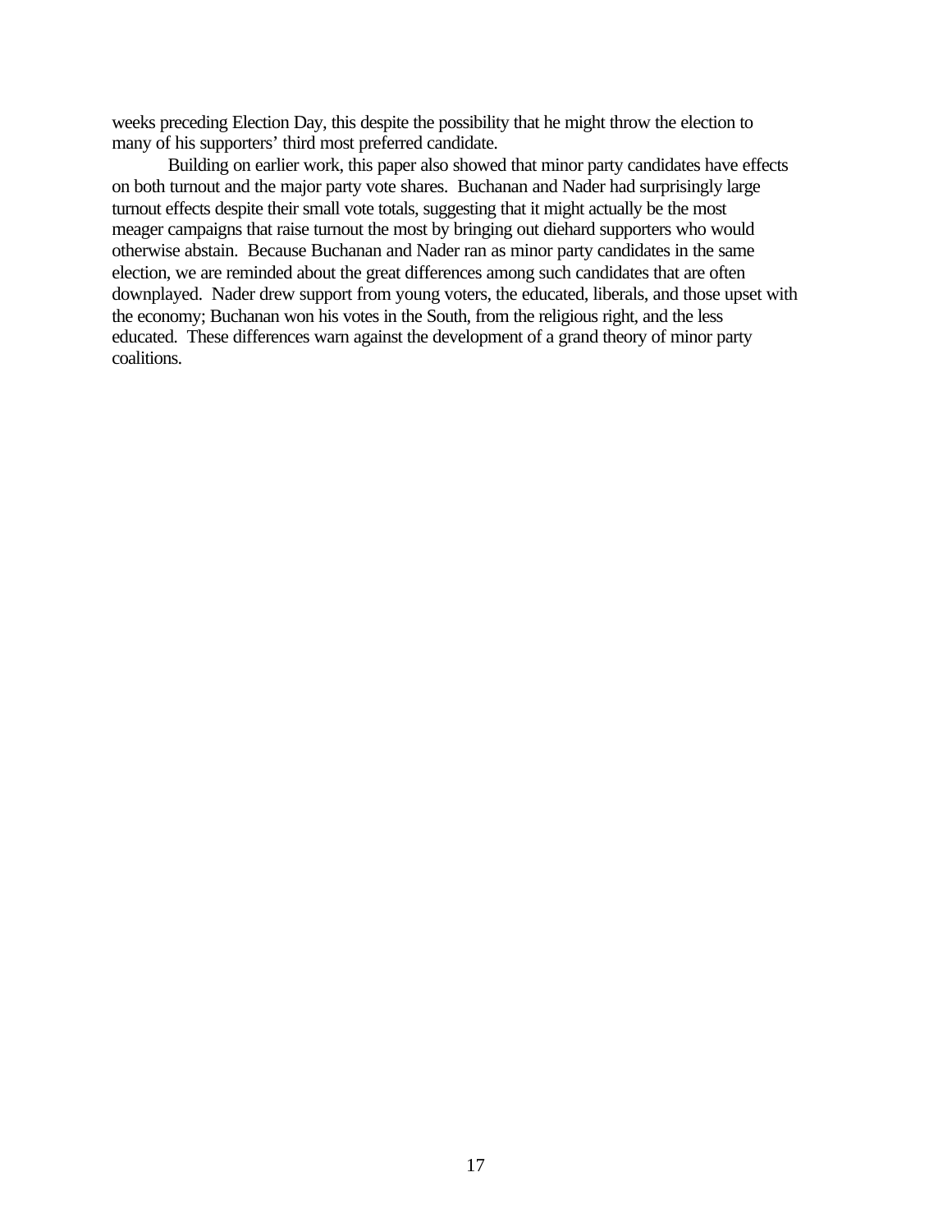weeks preceding Election Day, this despite the possibility that he might throw the election to many of his supporters' third most preferred candidate.

Building on earlier work, this paper also showed that minor party candidates have effects on both turnout and the major party vote shares. Buchanan and Nader had surprisingly large turnout effects despite their small vote totals, suggesting that it might actually be the most meager campaigns that raise turnout the most by bringing out diehard supporters who would otherwise abstain. Because Buchanan and Nader ran as minor party candidates in the same election, we are reminded about the great differences among such candidates that are often downplayed. Nader drew support from young voters, the educated, liberals, and those upset with the economy; Buchanan won his votes in the South, from the religious right, and the less educated. These differences warn against the development of a grand theory of minor party coalitions.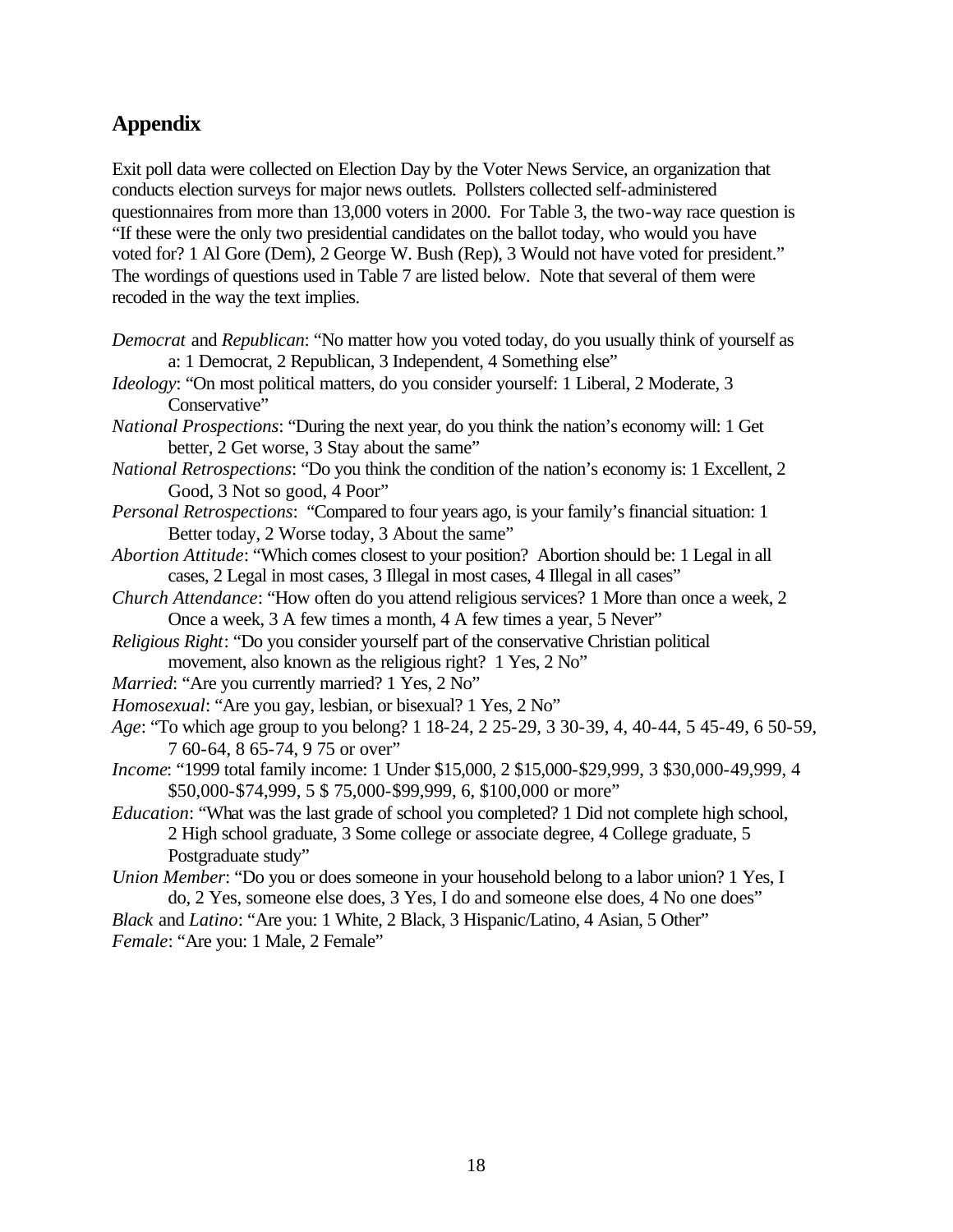## Appendix

Exit poll data were collected on Election Day by the Voter News Service, an organization that conducts election surveys for major news outlets. Pollsters collected self-administered questionnaires from more than 13,000 voters in 2000. For Table 3, the two-way race question is "If these were the only two presidential candidates on the ballot today, who would you have voted for? 1 Al Gore (Dem), 2 George W. Bush (Rep), 3 Would not have voted for president." The wordings of questions used in Table 7 are listed below. Note that several of them were recoded in the way the text implies.

*Democrat* and *Republican*: "No matter how you voted today, do you usually think of yourself as a: 1 Democrat, 2 Republican, 3 Independent, 4 Something else"

*Ideology*: "On most political matters, do you consider yourself: 1 Liberal, 2 Moderate, 3 Conservative"

*National Prospections*: "During the next year, do you think the nation's economy will: 1 Get better, 2 Get worse, 3 Stay about the same"

*National Retrospections*: "Do you think the condition of the nation's economy is: 1 Excellent, 2 Good, 3 Not so good, 4 Poor"

*Personal Retrospections*: "Compared to four years ago, is your family's financial situation: 1 Better today, 2 Worse today, 3 About the same"

*Abortion Attitude*: "Which comes closest to your position? Abortion should be: 1 Legal in all cases, 2 Legal in most cases, 3 Illegal in most cases, 4 Illegal in all cases"

*Church Attendance*: "How often do you attend religious services? 1 More than once a week, 2 Once a week, 3 A few times a month, 4 A few times a year, 5 Never"

*Religious Right*: "Do you consider yourself part of the conservative Christian political movement, also known as the religious right? 1 Yes, 2 No"

*Married*: "Are you currently married? 1 Yes, 2 No"

*Homosexual*: "Are you gay, lesbian, or bisexual? 1 Yes, 2 No"

*Age*: "To which age group to you belong? 1 18-24, 2 25-29, 3 30-39, 4, 40-44, 5 45-49, 6 50-59, 7 60-64, 8 65-74, 9 75 or over"

*Income*: "1999 total family income: 1 Under $15,000, 2 $15,000-$29,999, 3 $30,000-49,999, 4 $50,000-$74,999, 5 $ 75,000-$99,999, 6, $100,000 or more"

*Education*: "What was the last grade of school you completed? 1 Did not complete high school, 2 High school graduate, 3 Some college or associate degree, 4 College graduate, 5 Postgraduate study"

*Union Member*: "Do you or does someone in your household belong to a labor union? 1 Yes, I do, 2 Yes, someone else does, 3 Yes, I do and someone else does, 4 No one does"

*Black* and *Latino*: "Are you: 1 White, 2 Black, 3 Hispanic/Latino, 4 Asian, 5 Other"

*Female*: "Are you: 1 Male, 2 Female"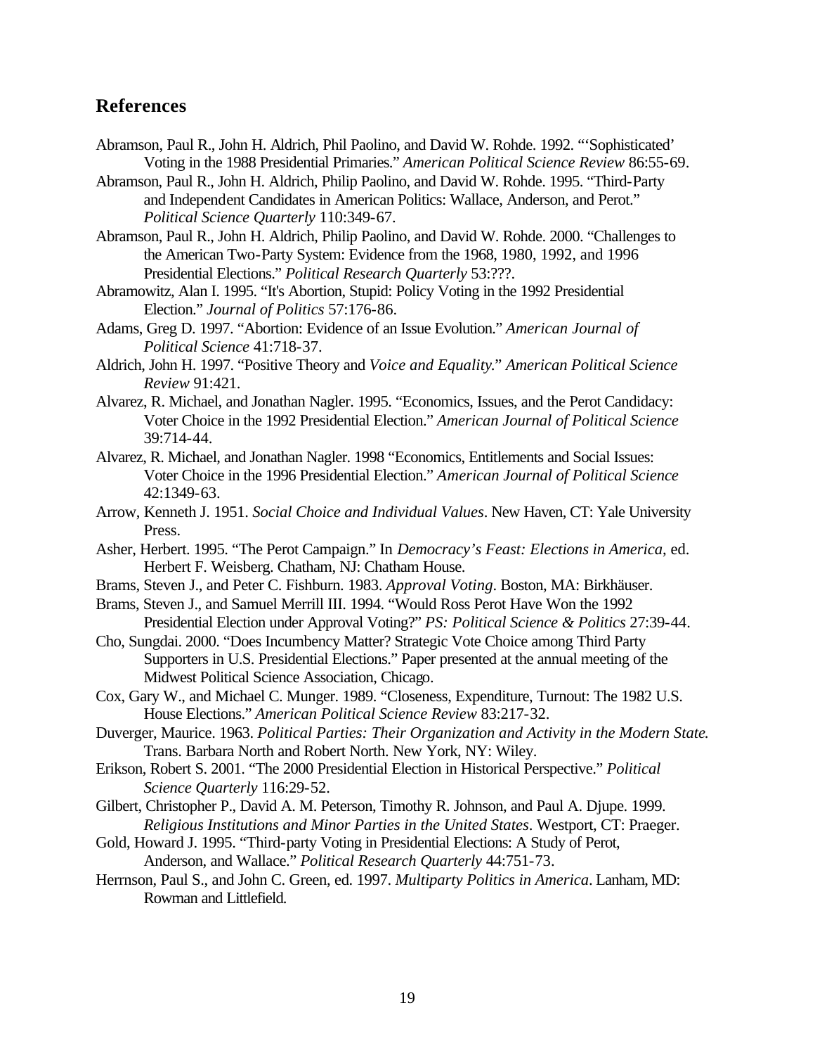## References

Abramson, Paul R., John H. Aldrich, Phil Paolino, and David W. Rohde. 1992. "'Sophisticated' Voting in the 1988 Presidential Primaries." *American Political Science Review* 86:55-69.

Abramson, Paul R., John H. Aldrich, Philip Paolino, and David W. Rohde. 1995. "Third-Party and Independent Candidates in American Politics: Wallace, Anderson, and Perot." *Political Science Quarterly* 110:349-67.

Abramson, Paul R., John H. Aldrich, Philip Paolino, and David W. Rohde. 2000. "Challenges to the American Two-Party System: Evidence from the 1968, 1980, 1992, and 1996 Presidential Elections." *Political Research Quarterly* 53:???.

Abramowitz, Alan I. 1995. "It's Abortion, Stupid: Policy Voting in the 1992 Presidential Election." *Journal of Politics* 57:176-86.

Adams, Greg D. 1997. "Abortion: Evidence of an Issue Evolution." *American Journal of Political Science* 41:718-37.

Aldrich, John H. 1997. "Positive Theory and *Voice and Equality*." *American Political Science Review* 91:421.

Alvarez, R. Michael, and Jonathan Nagler. 1995. "Economics, Issues, and the Perot Candidacy: Voter Choice in the 1992 Presidential Election." *American Journal of Political Science* 39:714-44.

Alvarez, R. Michael, and Jonathan Nagler. 1998 "Economics, Entitlements and Social Issues: Voter Choice in the 1996 Presidential Election." *American Journal of Political Science* 42:1349-63.

Arrow, Kenneth J. 1951. *Social Choice and Individual Values*. New Haven, CT: Yale University Press.

Asher, Herbert. 1995. "The Perot Campaign." In *Democracy's Feast: Elections in America*, ed. Herbert F. Weisberg. Chatham, NJ: Chatham House.

Brams, Steven J., and Peter C. Fishburn. 1983. *Approval Voting*. Boston, MA: Birkhäuser.

Brams, Steven J., and Samuel Merrill III. 1994. "Would Ross Perot Have Won the 1992 Presidential Election under Approval Voting?" *PS: Political Science & Politics* 27:39-44.

Cho, Sungdai. 2000. "Does Incumbency Matter? Strategic Vote Choice among Third Party Supporters in U.S. Presidential Elections." Paper presented at the annual meeting of the Midwest Political Science Association, Chicago.

Cox, Gary W., and Michael C. Munger. 1989. "Closeness, Expenditure, Turnout: The 1982 U.S. House Elections." *American Political Science Review* 83:217-32.

Duverger, Maurice. 1963. *Political Parties: Their Organization and Activity in the Modern State.* Trans. Barbara North and Robert North. New York, NY: Wiley.

Erikson, Robert S. 2001. "The 2000 Presidential Election in Historical Perspective." *Political Science Quarterly* 116:29-52.

Gilbert, Christopher P., David A. M. Peterson, Timothy R. Johnson, and Paul A. Djupe. 1999. *Religious Institutions and Minor Parties in the United States*. Westport, CT: Praeger.

Gold, Howard J. 1995. "Third-party Voting in Presidential Elections: A Study of Perot, Anderson, and Wallace." *Political Research Quarterly* 44:751-73.

Herrnson, Paul S., and John C. Green, ed. 1997. *Multiparty Politics in America*. Lanham, MD: Rowman and Littlefield.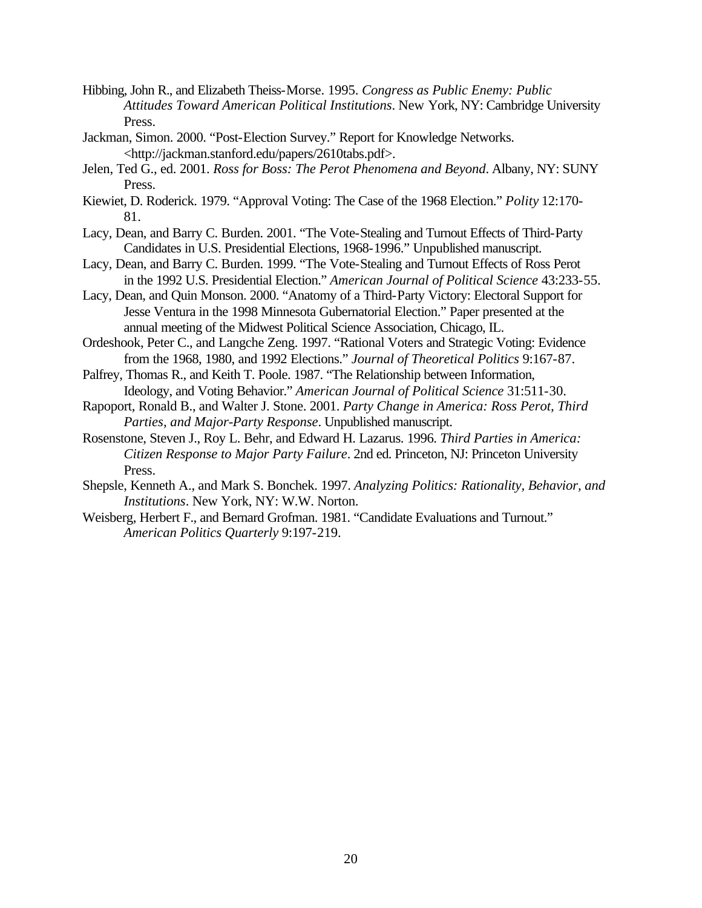Hibbing, John R., and Elizabeth Theiss-Morse. 1995. *Congress as Public Enemy: Public Attitudes Toward American Political Institutions*. New York, NY: Cambridge University Press.

Jackman, Simon. 2000. "Post-Election Survey." Report for Knowledge Networks. <http://jackman.stanford.edu/papers/2610tabs.pdf>.

Jelen, Ted G., ed. 2001. *Ross for Boss: The Perot Phenomena and Beyond*. Albany, NY: SUNY Press.

Kiewiet, D. Roderick. 1979. "Approval Voting: The Case of the 1968 Election." *Polity* 12:170-81.

Lacy, Dean, and Barry C. Burden. 2001. "The Vote-Stealing and Turnout Effects of Third-Party Candidates in U.S. Presidential Elections, 1968-1996." Unpublished manuscript.

Lacy, Dean, and Barry C. Burden. 1999. "The Vote-Stealing and Turnout Effects of Ross Perot in the 1992 U.S. Presidential Election." *American Journal of Political Science* 43:233-55.

Lacy, Dean, and Quin Monson. 2000. "Anatomy of a Third-Party Victory: Electoral Support for Jesse Ventura in the 1998 Minnesota Gubernatorial Election." Paper presented at the annual meeting of the Midwest Political Science Association, Chicago, IL.

Ordeshook, Peter C., and Langche Zeng. 1997. "Rational Voters and Strategic Voting: Evidence from the 1968, 1980, and 1992 Elections." *Journal of Theoretical Politics* 9:167-87.

Palfrey, Thomas R., and Keith T. Poole. 1987. "The Relationship between Information, Ideology, and Voting Behavior." *American Journal of Political Science* 31:511-30.

Rapoport, Ronald B., and Walter J. Stone. 2001. *Party Change in America: Ross Perot, Third Parties, and Major-Party Response*. Unpublished manuscript.

Rosenstone, Steven J., Roy L. Behr, and Edward H. Lazarus. 1996. *Third Parties in America: Citizen Response to Major Party Failure*. 2nd ed. Princeton, NJ: Princeton University Press.

Shepsle, Kenneth A., and Mark S. Bonchek. 1997. *Analyzing Politics: Rationality, Behavior, and Institutions*. New York, NY: W.W. Norton.

Weisberg, Herbert F., and Bernard Grofman. 1981. "Candidate Evaluations and Turnout." *American Politics Quarterly* 9:197-219.